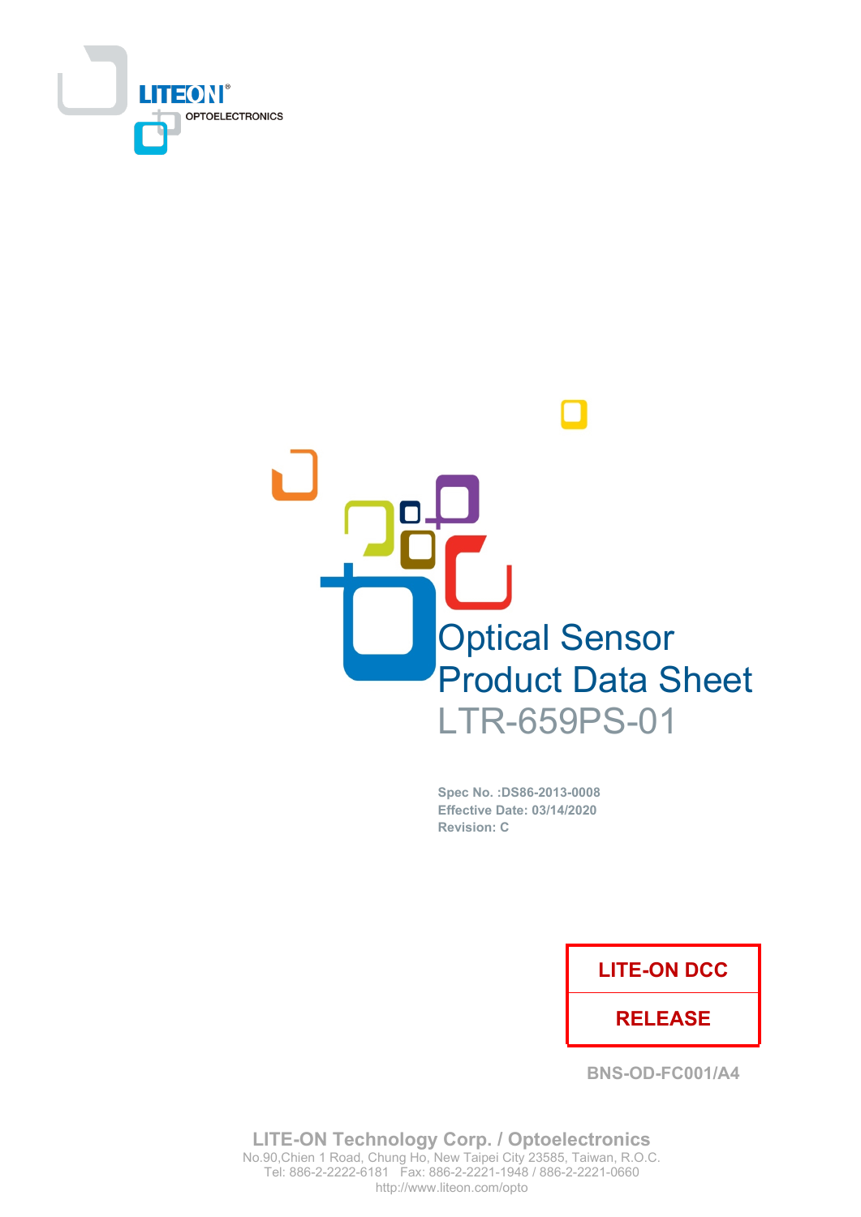LITEON®
OPTOELECTRONICS

# Optical Sensor
# Product Data Sheet
# LTR-659PS-01

**Spec No. :DS86-2013-0008**
**Effective Date: 03/14/2020**
**Revision: C**

| LITE-ON DCC |
| --- |
| RELEASE |

BNS-OD-FC001/A4

**LITE-ON Technology Corp. / Optoelectronics**
No.90,Chien 1 Road, Chung Ho, New Taipei City 23585, Taiwan, R.O.C.
Tel: 886-2-2222-6181 Fax: 886-2-2221-1948 / 886-2-2221-0660
http://www.liteon.com/opto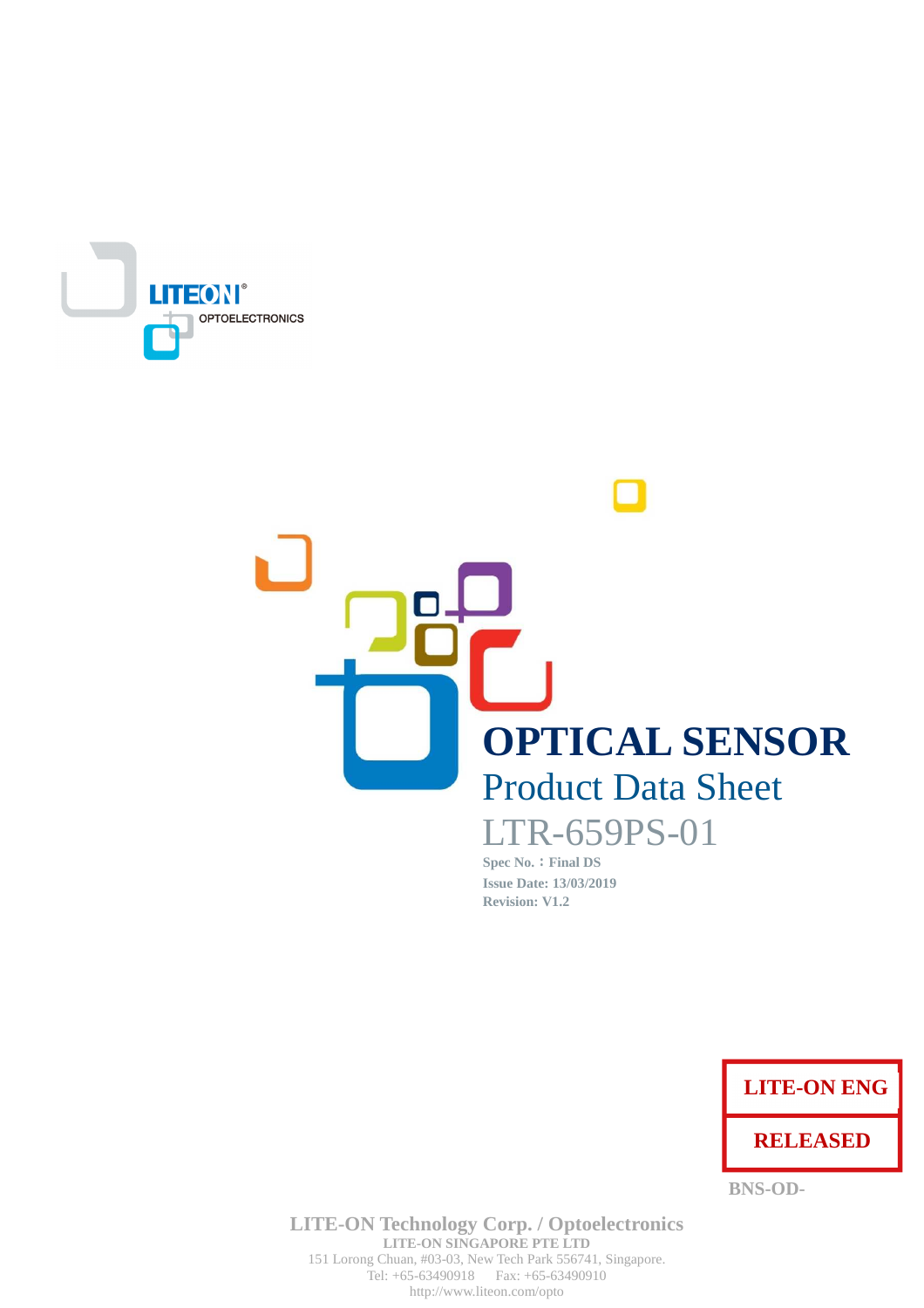LITEON OPTOELECTRONICS

# OPTICAL SENSOR

## Product Data Sheet

## LTR-659PS-01

**Spec No.：Final DS**

**Issue Date: 13/03/2019**

**Revision: V1.2**

**LITE-ON ENG**

**RELEASED**

BNS-OD-

**LITE-ON Technology Corp. / Optoelectronics**

**LITE-ON SINGAPORE PTE LTD**

151 Lorong Chuan, #03-03, New Tech Park 556741, Singapore.

Tel: +65-63490918 Fax: +65-63490910

http://www.liteon.com/opto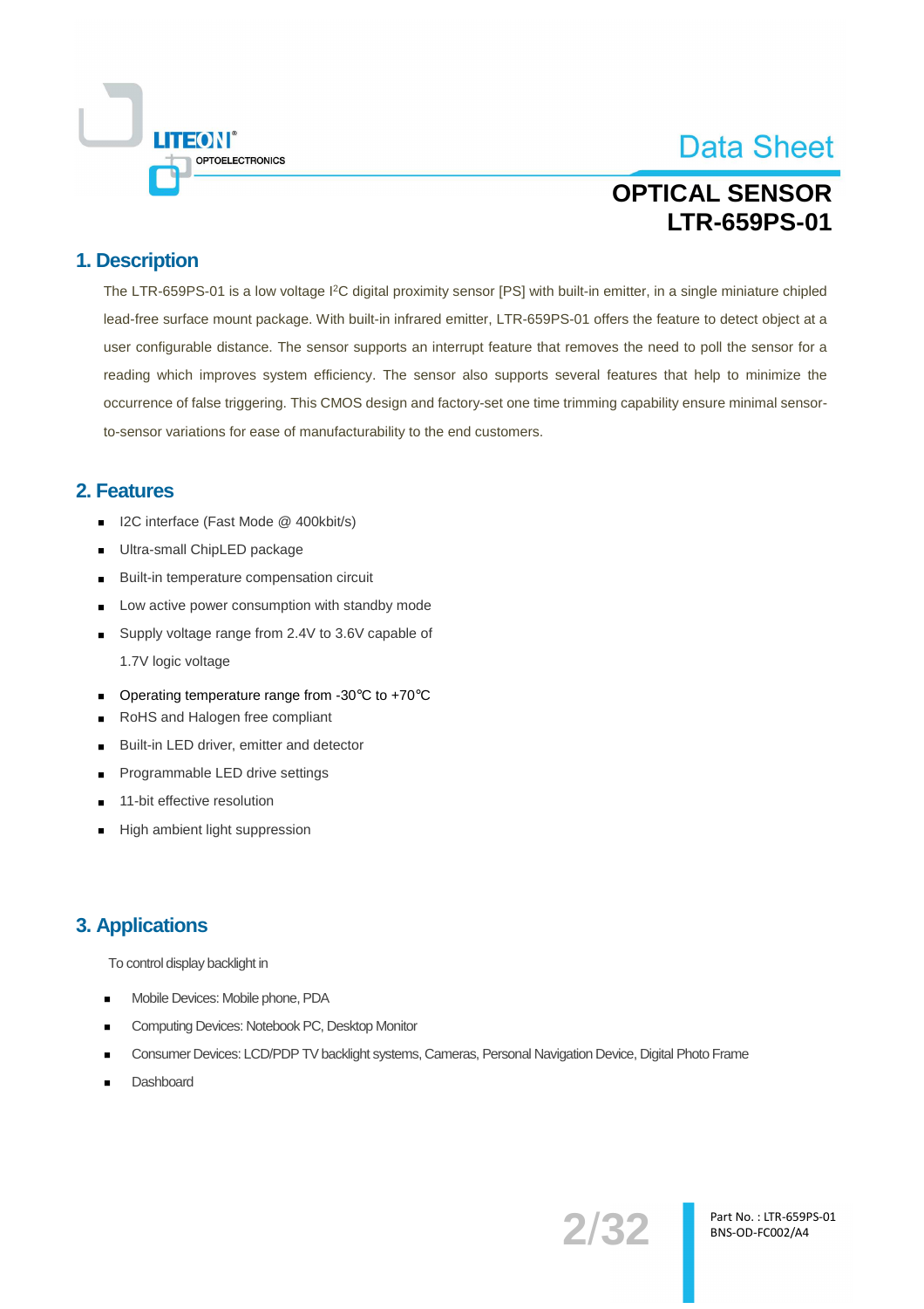# Data Sheet

## OPTICAL SENSOR
## LTR-659PS-01

## 1. Description

The LTR-659PS-01 is a low voltage I$^2$C digital proximity sensor [PS] with built-in emitter, in a single miniature chipled lead-free surface mount package. With built-in infrared emitter, LTR-659PS-01 offers the feature to detect object at a user configurable distance. The sensor supports an interrupt feature that removes the need to poll the sensor for a reading which improves system efficiency. The sensor also supports several features that help to minimize the occurrence of false triggering. This CMOS design and factory-set one time trimming capability ensure minimal sensor-to-sensor variations for ease of manufacturability to the end customers.

## 2. Features

- I2C interface (Fast Mode @ 400kbit/s)
- Ultra-small ChipLED package
- Built-in temperature compensation circuit
- Low active power consumption with standby mode
- Supply voltage range from 2.4V to 3.6V capable of 1.7V logic voltage
- Operating temperature range from -30℃ to +70℃
- RoHS and Halogen free compliant
- Built-in LED driver, emitter and detector
- Programmable LED drive settings
- 11-bit effective resolution
- High ambient light suppression

## 3. Applications

To control display backlight in

- Mobile Devices: Mobile phone, PDA
- Computing Devices: Notebook PC, Desktop Monitor
- Consumer Devices: LCD/PDP TV backlight systems, Cameras, Personal Navigation Device, Digital Photo Frame
- Dashboard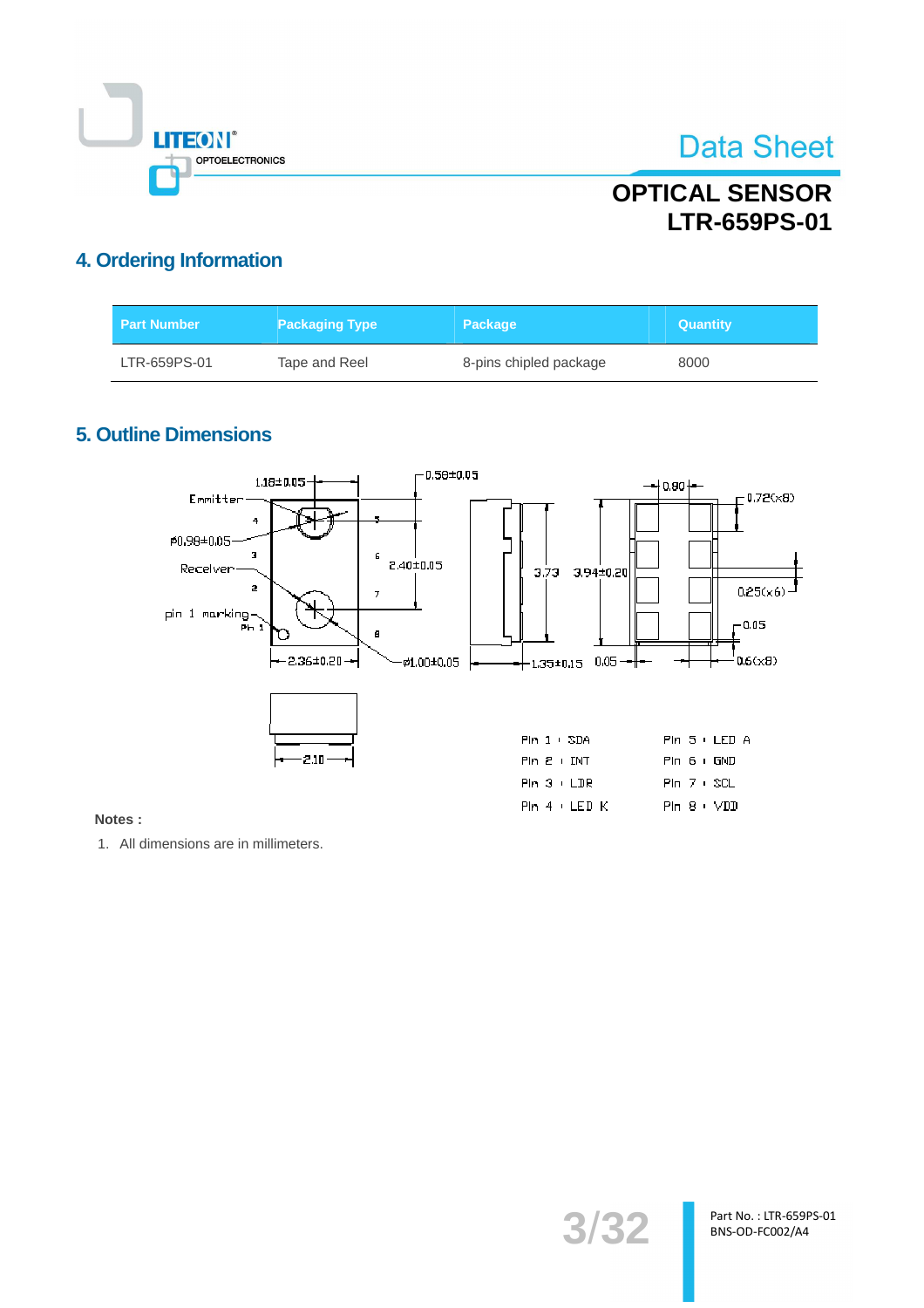## 4. Ordering Information

| Part Number | Packaging Type | Package | Quantity |
|---|---|---|---|
| LTR-659PS-01 | Tape and Reel | 8-pins chipled package | 8000 |

## 5. Outline Dimensions

Pin 1 : SDA
Pin 2 : INT
Pin 3 : LDR
Pin 4 : LED K
Pin 5 : LED A
Pin 6 : GND
Pin 7 : SCL
Pin 8 : VDD

**Notes :**

1. All dimensions are in millimeters.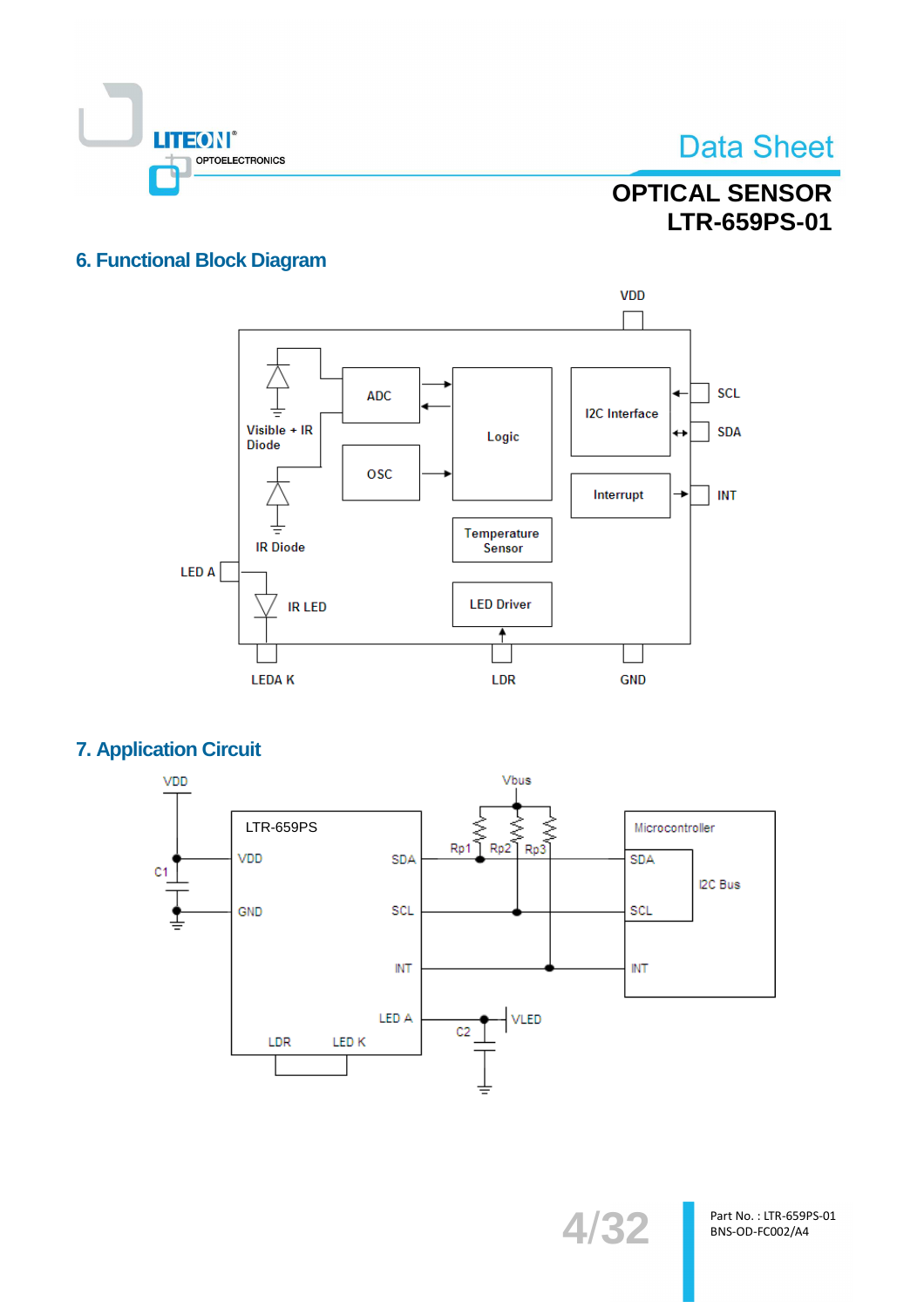## 6. Functional Block Diagram

VDD

ADC

Logic

I2C Interface

SCL

SDA

Visible + IR Diode

OSC

Interrupt

INT

IR Diode

Temperature Sensor

LED A

IR LED

LED Driver

LEDA K

LDR

GND

## 7. Application Circuit

VDD

Vbus

LTR-659PS

Microcontroller

VDD

SDA

Rp1

Rp2

Rp3

SDA

C1

I2C Bus

GND

SCL

SCL

INT

INT

LED A

VLED

C2

LDR

LED K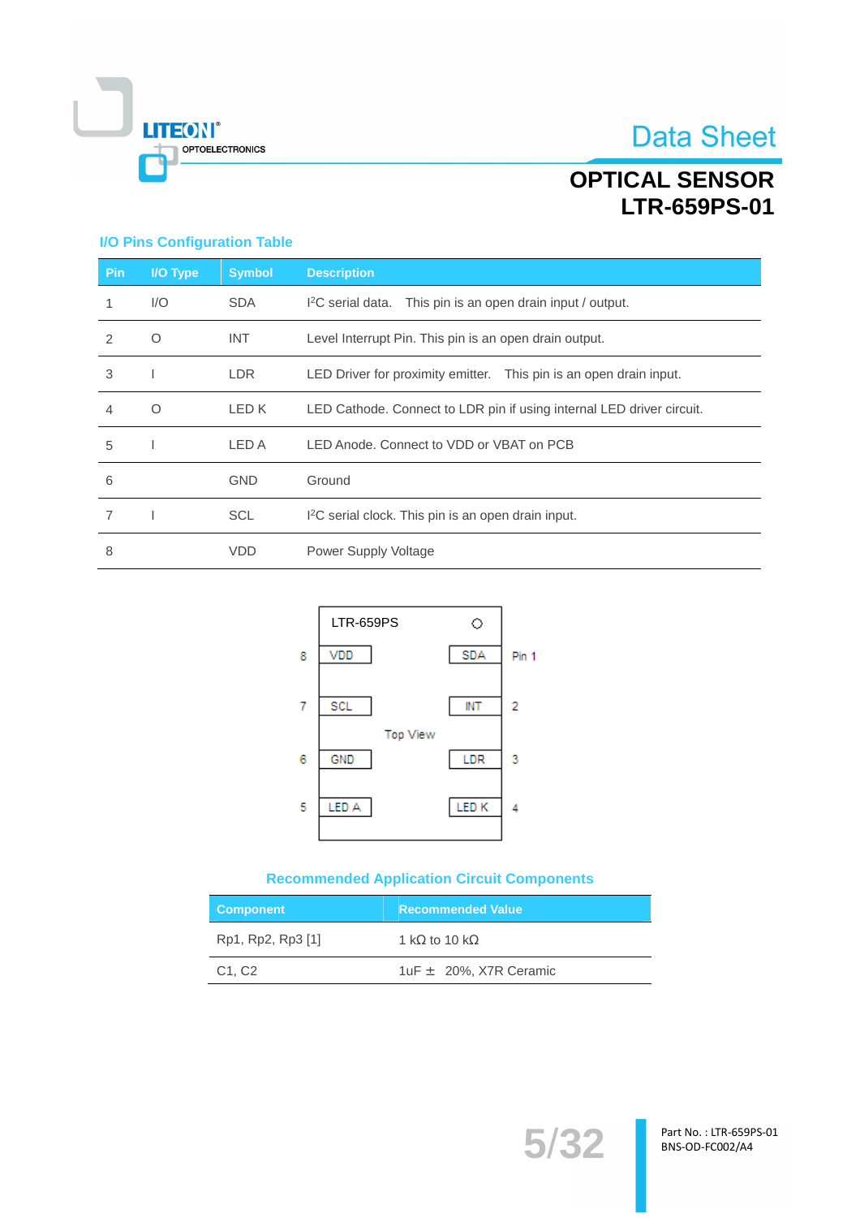## I/O Pins Configuration Table

| Pin | I/O Type | Symbol | Description |
|---|---|---|---|
| 1 | I/O | SDA | I²C serial data. This pin is an open drain input / output. |
| 2 | O | INT | Level Interrupt Pin. This pin is an open drain output. |
| 3 | I | LDR | LED Driver for proximity emitter. This pin is an open drain input. |
| 4 | O | LED K | LED Cathode. Connect to LDR pin if using internal LED driver circuit. |
| 5 | I | LED A | LED Anode. Connect to VDD or VBAT on PCB |
| 6 | | GND | Ground |
| 7 | I | SCL | I²C serial clock. This pin is an open drain input. |
| 8 | | VDD | Power Supply Voltage |

LTR-659PS

Top View

| Pin | Left | Right | Pin |
|---|---|---|---|
| 8 | VDD | SDA | Pin 1 |
| 7 | SCL | INT | 2 |
| 6 | GND | LDR | 3 |
| 5 | LED A | LED K | 4 |

### Recommended Application Circuit Components

| Component | Recommended Value |
|---|---|
| Rp1, Rp2, Rp3 [1] | 1 kΩ to 10 kΩ |
| C1, C2 | 1uF ± 20%, X7R Ceramic |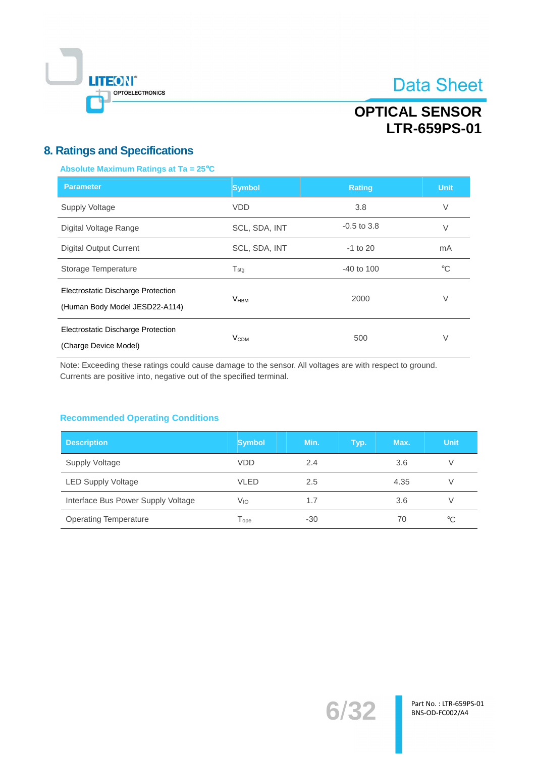## 8. Ratings and Specifications

### Absolute Maximum Ratings at Ta = 25°C

| Parameter | Symbol | Rating | Unit |
|---|---|---|---|
| Supply Voltage | VDD | 3.8 | V |
| Digital Voltage Range | SCL, SDA, INT | -0.5 to 3.8 | V |
| Digital Output Current | SCL, SDA, INT | -1 to 20 | mA |
| Storage Temperature | $T_{stg}$ | -40 to 100 | °C |
| Electrostatic Discharge Protection (Human Body Model JESD22-A114) | $V_{HBM}$ | 2000 | V |
| Electrostatic Discharge Protection (Charge Device Model) | $V_{CDM}$ | 500 | V |

Note: Exceeding these ratings could cause damage to the sensor. All voltages are with respect to ground. Currents are positive into, negative out of the specified terminal.

### Recommended Operating Conditions

| Description | Symbol | Min. | Typ. | Max. | Unit |
|---|---|---|---|---|---|
| Supply Voltage | VDD | 2.4 | | 3.6 | V |
| LED Supply Voltage | VLED | 2.5 | | 4.35 | V |
| Interface Bus Power Supply Voltage | $V_{IO}$ | 1.7 | | 3.6 | V |
| Operating Temperature | $T_{ope}$ | -30 | | 70 | °C |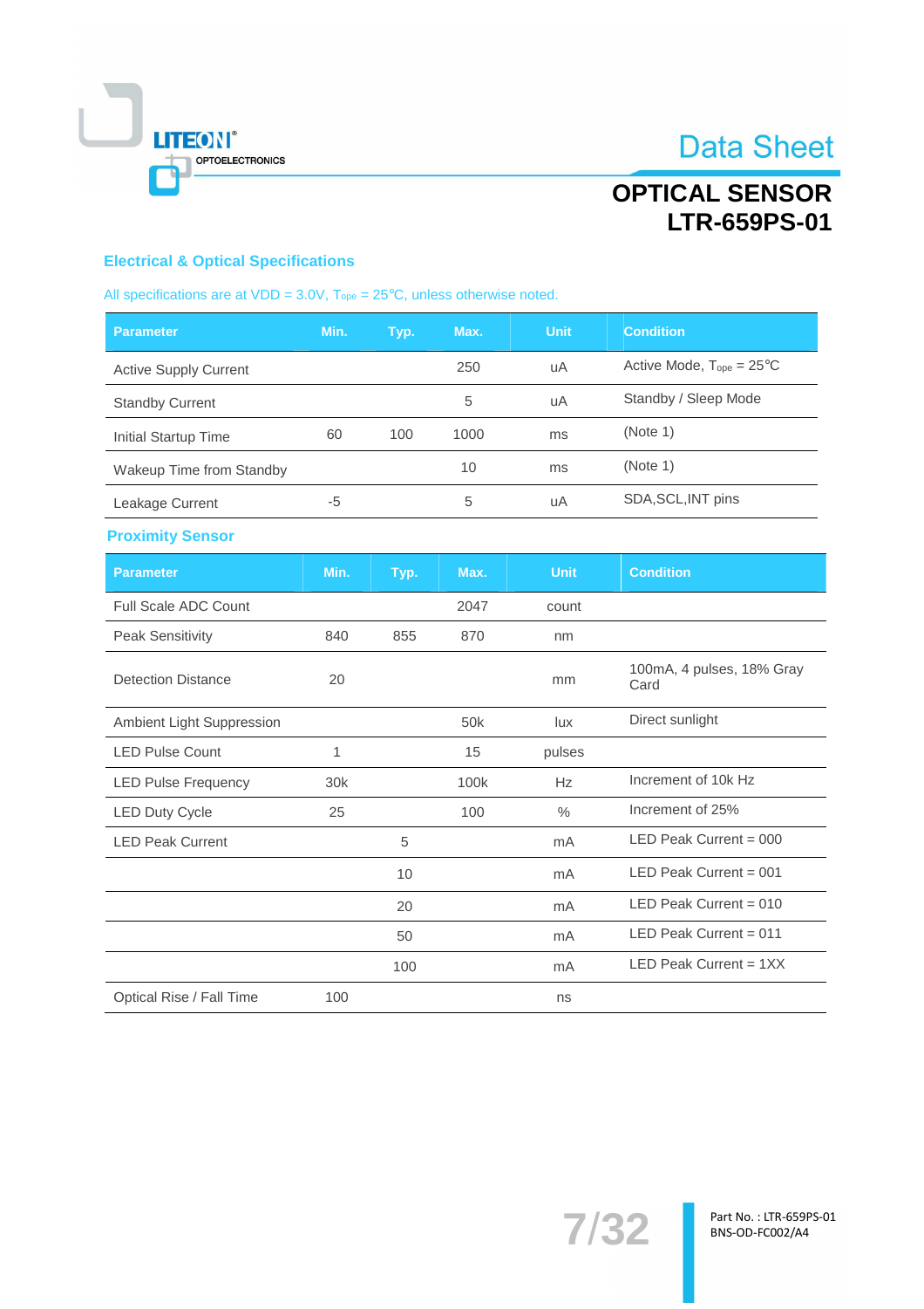## Electrical & Optical Specifications

All specifications are at VDD = 3.0V, $T_{ope}$ = 25℃, unless otherwise noted.

| Parameter | Min. | Typ. | Max. | Unit | Condition |
|---|---|---|---|---|---|
| Active Supply Current | | | 250 | uA | Active Mode, $T_{ope}$ = 25℃ |
| Standby Current | | | 5 | uA | Standby / Sleep Mode |
| Initial Startup Time | 60 | 100 | 1000 | ms | (Note 1) |
| Wakeup Time from Standby | | | 10 | ms | (Note 1) |
| Leakage Current | -5 | | 5 | uA | SDA,SCL,INT pins |

### Proximity Sensor

| Parameter | Min. | Typ. | Max. | Unit | Condition |
|---|---|---|---|---|---|
| Full Scale ADC Count | | | 2047 | count | |
| Peak Sensitivity | 840 | 855 | 870 | nm | |
| Detection Distance | 20 | | | mm | 100mA, 4 pulses, 18% Gray Card |
| Ambient Light Suppression | | | 50k | lux | Direct sunlight |
| LED Pulse Count | 1 | | 15 | pulses | |
| LED Pulse Frequency | 30k | | 100k | Hz | Increment of 10k Hz |
| LED Duty Cycle | 25 | | 100 | % | Increment of 25% |
| LED Peak Current | | 5 | | mA | LED Peak Current = 000 |
| | | 10 | | mA | LED Peak Current = 001 |
| | | 20 | | mA | LED Peak Current = 010 |
| | | 50 | | mA | LED Peak Current = 011 |
| | | 100 | | mA | LED Peak Current = 1XX |
| Optical Rise / Fall Time | 100 | | | ns | |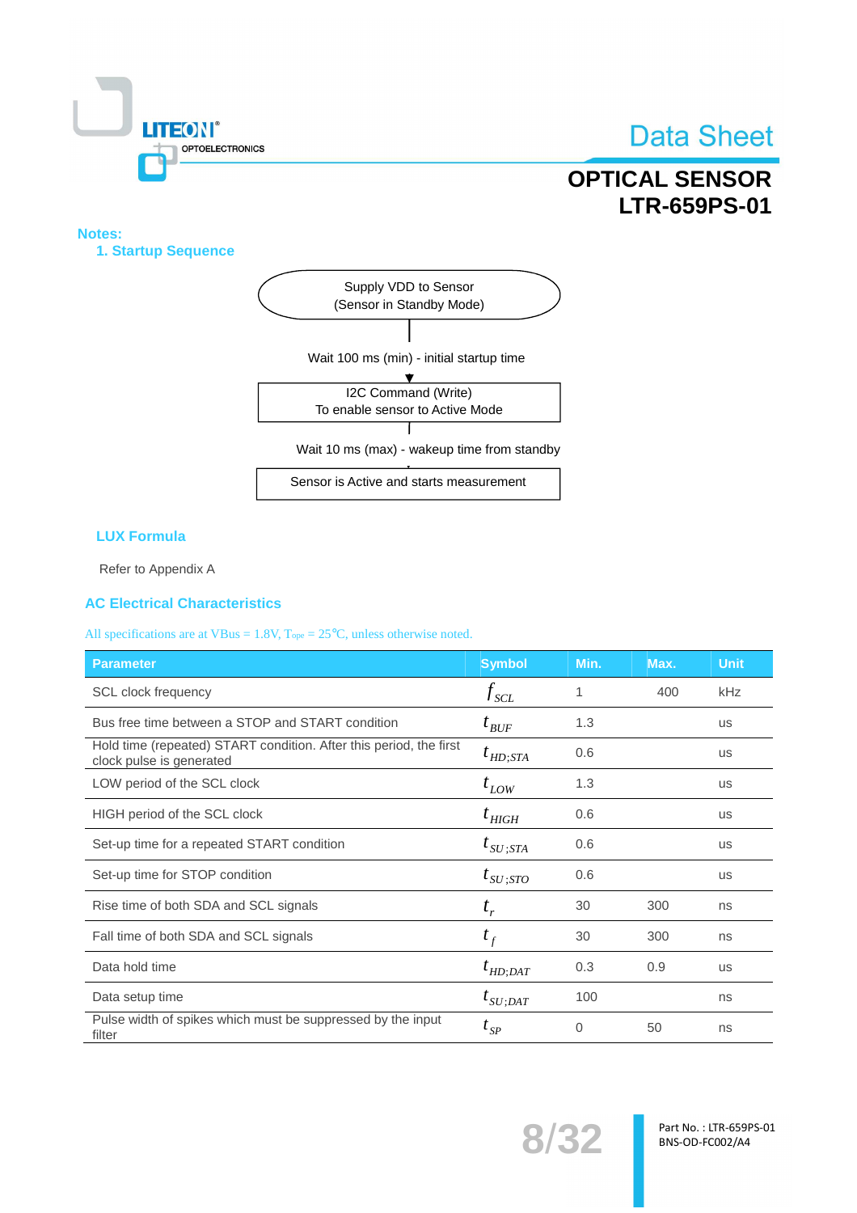## Notes:

### 1. Startup Sequence

Supply VDD to Sensor
(Sensor in Standby Mode)

Wait 100 ms (min) - initial startup time

I2C Command (Write)
To enable sensor to Active Mode

Wait 10 ms (max) - wakeup time from standby

Sensor is Active and starts measurement

### LUX Formula

Refer to Appendix A

## AC Electrical Characteristics

All specifications are at VBus = 1.8V, $T_{ope}$ = 25°C, unless otherwise noted.

| Parameter | Symbol | Min. | Max. | Unit |
|---|---|---|---|---|
| SCL clock frequency | $f_{SCL}$ | 1 | 400 | kHz |
| Bus free time between a STOP and START condition | $t_{BUF}$ | 1.3 | | us |
| Hold time (repeated) START condition. After this period, the first clock pulse is generated | $t_{HD;STA}$ | 0.6 | | us |
| LOW period of the SCL clock | $t_{LOW}$ | 1.3 | | us |
| HIGH period of the SCL clock | $t_{HIGH}$ | 0.6 | | us |
| Set-up time for a repeated START condition | $t_{SU;STA}$ | 0.6 | | us |
| Set-up time for STOP condition | $t_{SU;STO}$ | 0.6 | | us |
| Rise time of both SDA and SCL signals | $t_r$ | 30 | 300 | ns |
| Fall time of both SDA and SCL signals | $t_f$ | 30 | 300 | ns |
| Data hold time | $t_{HD;DAT}$ | 0.3 | 0.9 | us |
| Data setup time | $t_{SU;DAT}$ | 100 | | ns |
| Pulse width of spikes which must be suppressed by the input filter | $t_{SP}$ | 0 | 50 | ns |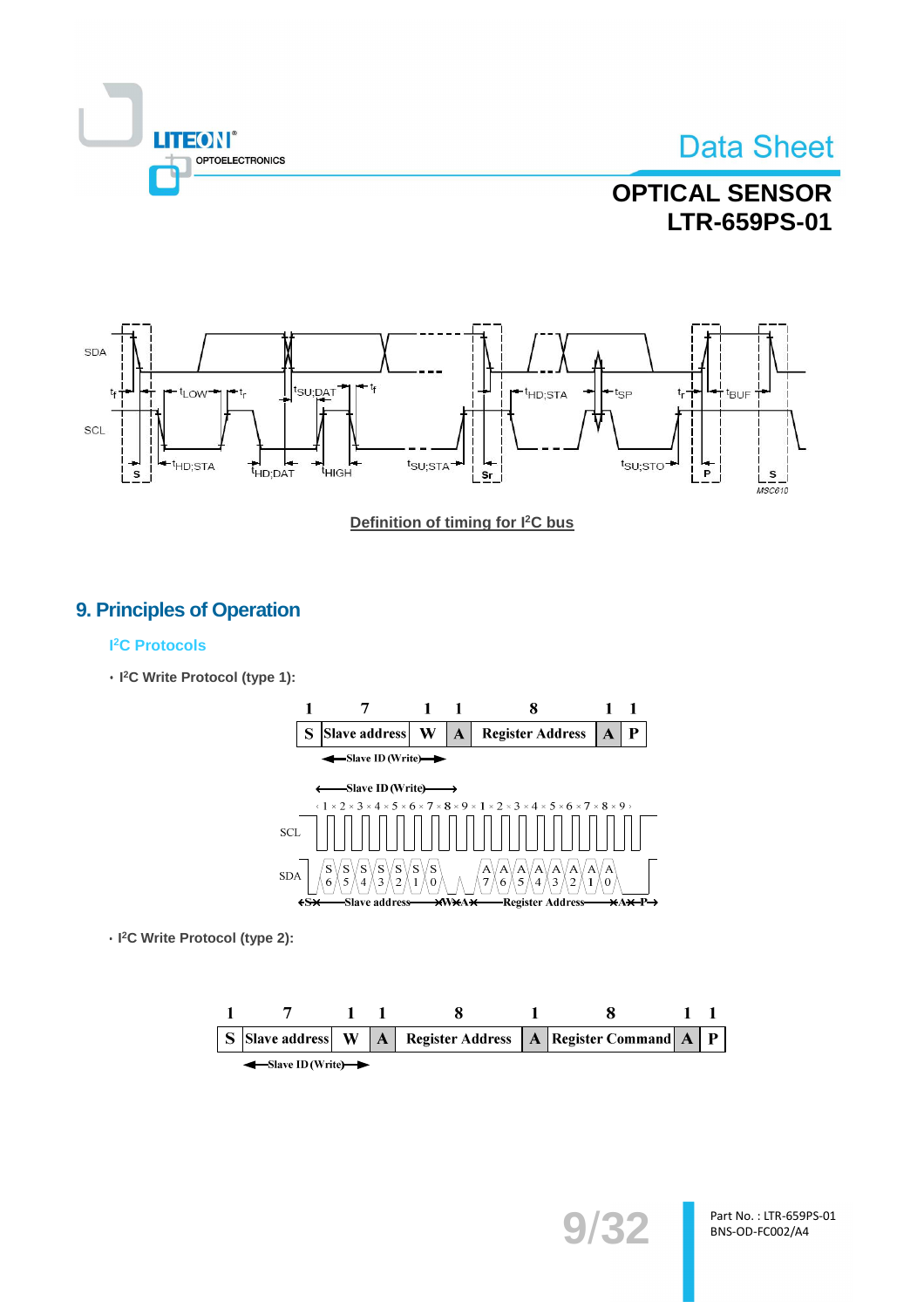Definition of timing for I²C bus

## 9. Principles of Operation

### I²C Protocols

- **I²C Write Protocol (type 1):**

| 1 | 7 | 1 | 1 | 8 | 1 | 1 |
|---|---|---|---|---|---|---|
| S | Slave address | W | A | Register Address | A | P |

- **I²C Write Protocol (type 2):**

| 1 | 7 | 1 | 1 | 8 | 1 | 8 | 1 | 1 |
|---|---|---|---|---|---|---|---|---|
| S | Slave address | W | A | Register Address | A | Register Command | A | P |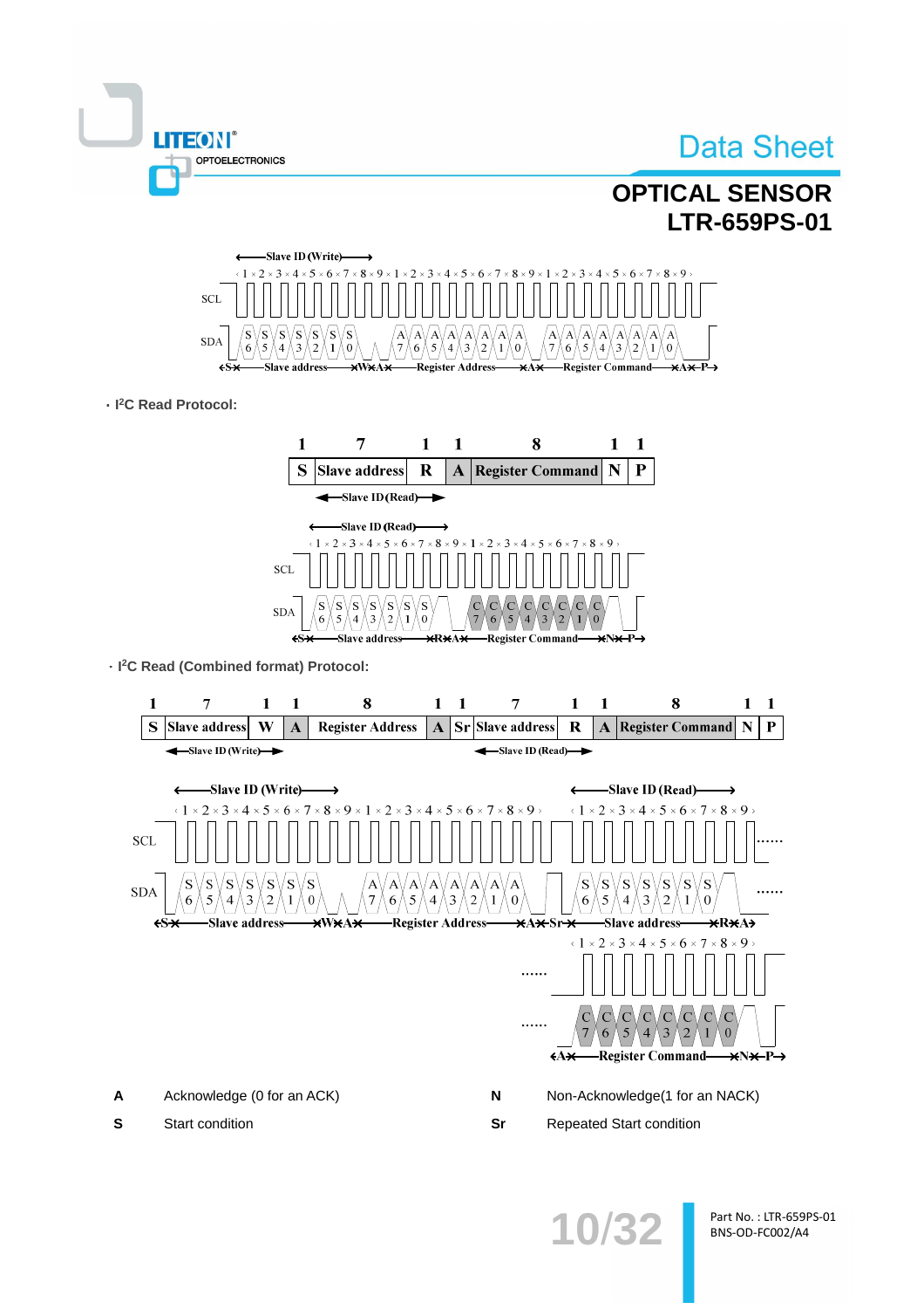· $I^2C$ Read Protocol:

| 1 | 7 | 1 | 1 | 8 | 1 | 1 |
|---|---|---|---|---|---|---|
| S | Slave address | R | A | Register Command | N | P |

Slave ID (Read)

· $I^2C$ Read (Combined format) Protocol:

| 1 | 7 | 1 | 1 | 8 | 1 | 1 | 7 | 1 | 1 | 8 | 1 | 1 |
|---|---|---|---|---|---|---|---|---|---|---|---|---|
| S | Slave address | W | A | Register Address | A | Sr | Slave address | R | A | Register Command | N | P |

Slave ID (Write) — Slave ID (Read)

| | | | |
|---|---|---|---|
| **A** | Acknowledge (0 for an ACK) | **N** | Non-Acknowledge(1 for an NACK) |
| **S** | Start condition | **Sr** | Repeated Start condition |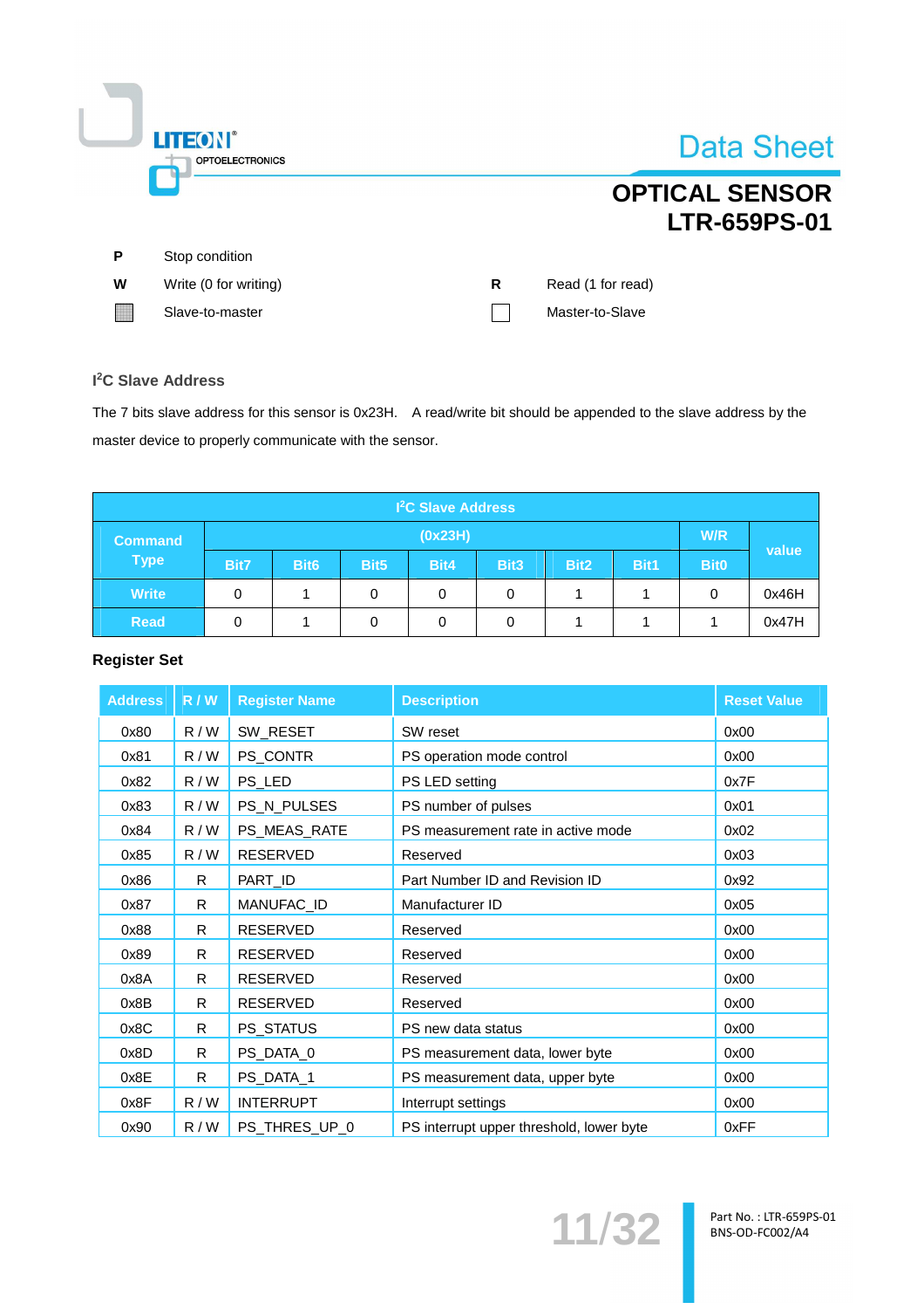| | | | |
|---|---|---|---|
| **P** | Stop condition | | |
| **W** | Write (0 for writing) | **R** | Read (1 for read) |
| ▒ | Slave-to-master | ☐ | Master-to-Slave |

### I²C Slave Address

The 7 bits slave address for this sensor is 0x23H. A read/write bit should be appended to the slave address by the master device to properly communicate with the sensor.

| I²C Slave Address | | | | | | | | | |
|---|---|---|---|---|---|---|---|---|---|
| **Command Type** | **(0x23H)** | | | | | | | **W/R** | **value** |
| | **Bit7** | **Bit6** | **Bit5** | **Bit4** | **Bit3** | **Bit2** | **Bit1** | **Bit0** | |
| **Write** | 0 | 1 | 0 | 0 | 0 | 1 | 1 | 0 | 0x46H |
| **Read** | 0 | 1 | 0 | 0 | 0 | 1 | 1 | 1 | 0x47H |

### Register Set

| Address | R / W | Register Name | Description | Reset Value |
|---|---|---|---|---|
| 0x80 | R / W | SW_RESET | SW reset | 0x00 |
| 0x81 | R / W | PS_CONTR | PS operation mode control | 0x00 |
| 0x82 | R / W | PS_LED | PS LED setting | 0x7F |
| 0x83 | R / W | PS_N_PULSES | PS number of pulses | 0x01 |
| 0x84 | R / W | PS_MEAS_RATE | PS measurement rate in active mode | 0x02 |
| 0x85 | R / W | RESERVED | Reserved | 0x03 |
| 0x86 | R | PART_ID | Part Number ID and Revision ID | 0x92 |
| 0x87 | R | MANUFAC_ID | Manufacturer ID | 0x05 |
| 0x88 | R | RESERVED | Reserved | 0x00 |
| 0x89 | R | RESERVED | Reserved | 0x00 |
| 0x8A | R | RESERVED | Reserved | 0x00 |
| 0x8B | R | RESERVED | Reserved | 0x00 |
| 0x8C | R | PS_STATUS | PS new data status | 0x00 |
| 0x8D | R | PS_DATA_0 | PS measurement data, lower byte | 0x00 |
| 0x8E | R | PS_DATA_1 | PS measurement data, upper byte | 0x00 |
| 0x8F | R / W | INTERRUPT | Interrupt settings | 0x00 |
| 0x90 | R / W | PS_THRES_UP_0 | PS interrupt upper threshold, lower byte | 0xFF |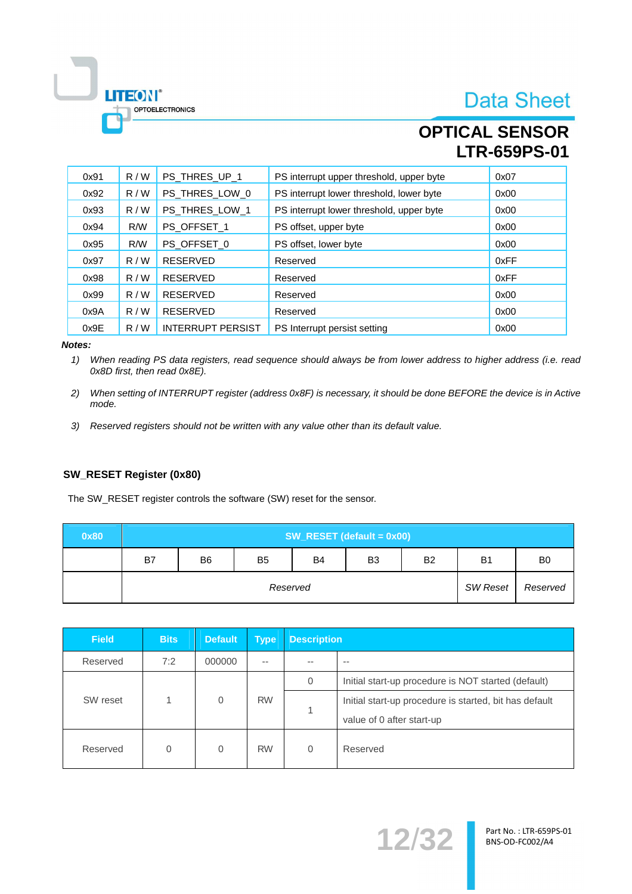| 0x91 | R / W | PS_THRES_UP_1 | PS interrupt upper threshold, upper byte | 0x07 |
|---|---|---|---|---|
| 0x92 | R / W | PS_THRES_LOW_0 | PS interrupt lower threshold, lower byte | 0x00 |
| 0x93 | R / W | PS_THRES_LOW_1 | PS interrupt lower threshold, upper byte | 0x00 |
| 0x94 | R/W | PS_OFFSET_1 | PS offset, upper byte | 0x00 |
| 0x95 | R/W | PS_OFFSET_0 | PS offset, lower byte | 0x00 |
| 0x97 | R / W | RESERVED | Reserved | 0xFF |
| 0x98 | R / W | RESERVED | Reserved | 0xFF |
| 0x99 | R / W | RESERVED | Reserved | 0x00 |
| 0x9A | R / W | RESERVED | Reserved | 0x00 |
| 0x9E | R / W | INTERRUPT PERSIST | PS Interrupt persist setting | 0x00 |

***Notes:***

1) *When reading PS data registers, read sequence should always be from lower address to higher address (i.e. read 0x8D first, then read 0x8E).*

2) *When setting of INTERRUPT register (address 0x8F) is necessary, it should be done BEFORE the device is in Active mode.*

3) *Reserved registers should not be written with any value other than its default value.*

### SW_RESET Register (0x80)

The SW_RESET register controls the software (SW) reset for the sensor.

| 0x80 | SW_RESET (default = 0x00) | | | | | | | |
|---|---|---|---|---|---|---|---|---|
| | B7 | B6 | B5 | B4 | B3 | B2 | B1 | B0 |
| | *Reserved* | | | | | | *SW Reset* | *Reserved* |

| Field | Bits | Default | Type | Description | |
|---|---|---|---|---|---|
| Reserved | 7:2 | 000000 | -- | -- | -- |
| SW reset | 1 | 0 | RW | 0 | Initial start-up procedure is NOT started (default) |
| | | | | 1 | Initial start-up procedure is started, bit has default value of 0 after start-up |
| Reserved | 0 | 0 | RW | 0 | Reserved |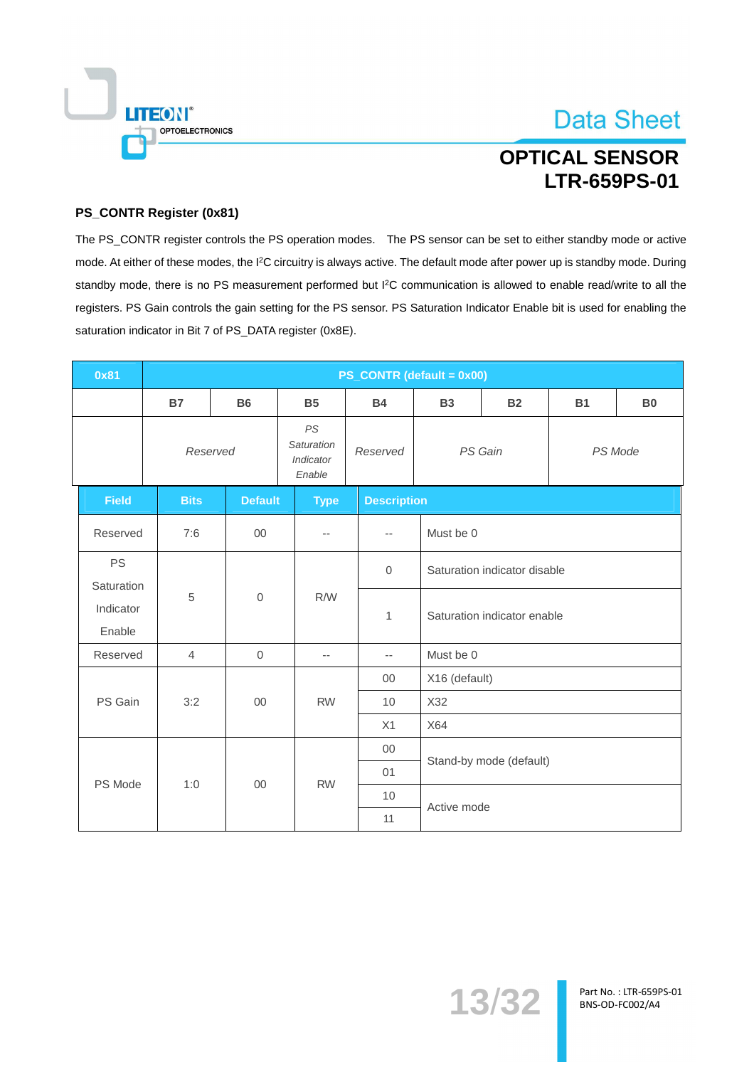## PS_CONTR Register (0x81)

The PS_CONTR register controls the PS operation modes. The PS sensor can be set to either standby mode or active mode. At either of these modes, the I[2]C circuitry is always active. The default mode after power up is standby mode. During standby mode, there is no PS measurement performed but I[2]C communication is allowed to enable read/write to all the registers. PS Gain controls the gain setting for the PS sensor. PS Saturation Indicator Enable bit is used for enabling the saturation indicator in Bit 7 of PS_DATA register (0x8E).

| 0x81 | PS_CONTR (default = 0x00) | | | | | | | |
|---|---|---|---|---|---|---|---|---|
| | B7 | B6 | B5 | B4 | B3 | B2 | B1 | B0 |
| | *Reserved* | | *PS Saturation Indicator Enable* | *Reserved* | *PS Gain* | | *PS Mode* | |

| Field | Bits | Default | Type | Description | |
|---|---|---|---|---|---|
| Reserved | 7:6 | 00 | -- | -- | Must be 0 |
| PS Saturation Indicator Enable | 5 | 0 | R/W | 0 | Saturation indicator disable |
| | | | | 1 | Saturation indicator enable |
| Reserved | 4 | 0 | -- | -- | Must be 0 |
| PS Gain | 3:2 | 00 | RW | 00 | X16 (default) |
| | | | | 10 | X32 |
| | | | | X1 | X64 |
| PS Mode | 1:0 | 00 | RW | 00 | Stand-by mode (default) |
| | | | | 01 | |
| | | | | 10 | Active mode |
| | | | | 11 | |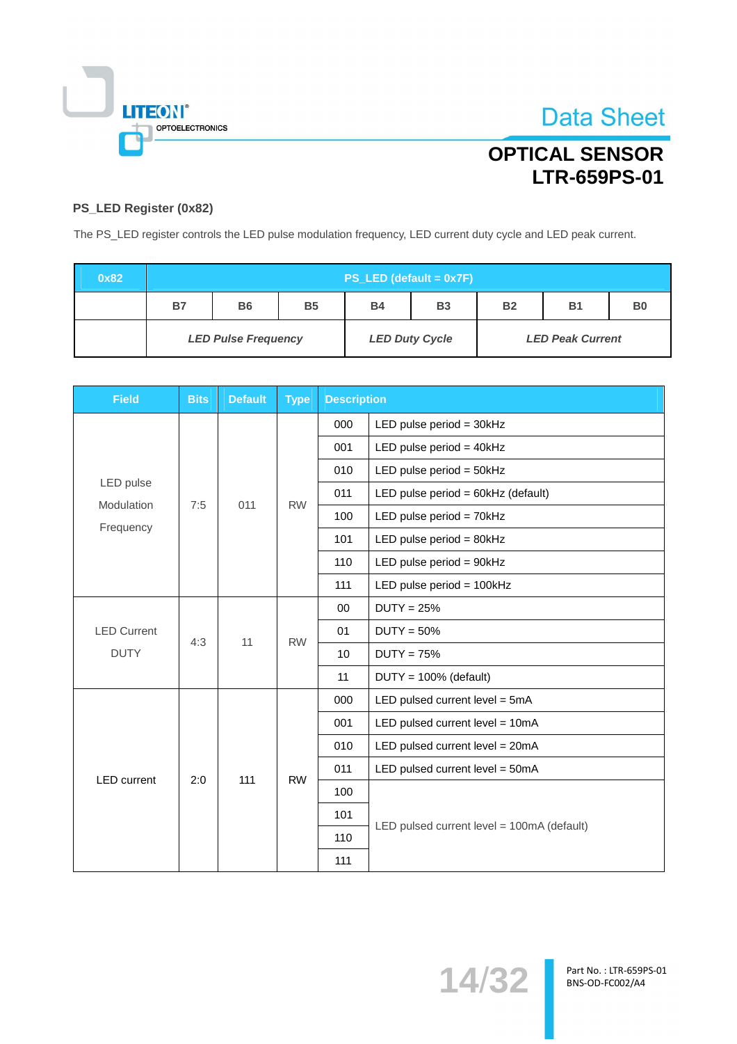### PS_LED Register (0x82)

The PS_LED register controls the LED pulse modulation frequency, LED current duty cycle and LED peak current.

| 0x82 | PS_LED (default = 0x7F) | | | | | | | |
|---|---|---|---|---|---|---|---|---|
| | B7 | B6 | B5 | B4 | B3 | B2 | B1 | B0 |
| | *LED Pulse Frequency* | | | *LED Duty Cycle* | | *LED Peak Current* | | |

| Field | Bits | Default | Type | Description | |
|---|---|---|---|---|---|
| LED pulse Modulation Frequency | 7:5 | 011 | RW | 000 | LED pulse period = 30kHz |
| | | | | 001 | LED pulse period = 40kHz |
| | | | | 010 | LED pulse period = 50kHz |
| | | | | 011 | LED pulse period = 60kHz (default) |
| | | | | 100 | LED pulse period = 70kHz |
| | | | | 101 | LED pulse period = 80kHz |
| | | | | 110 | LED pulse period = 90kHz |
| | | | | 111 | LED pulse period = 100kHz |
| LED Current DUTY | 4:3 | 11 | RW | 00 | DUTY = 25% |
| | | | | 01 | DUTY = 50% |
| | | | | 10 | DUTY = 75% |
| | | | | 11 | DUTY = 100% (default) |
| LED current | 2:0 | 111 | RW | 000 | LED pulsed current level = 5mA |
| | | | | 001 | LED pulsed current level = 10mA |
| | | | | 010 | LED pulsed current level = 20mA |
| | | | | 011 | LED pulsed current level = 50mA |
| | | | | 100 | LED pulsed current level = 100mA (default) |
| | | | | 101 | |
| | | | | 110 | |
| | | | | 111 | |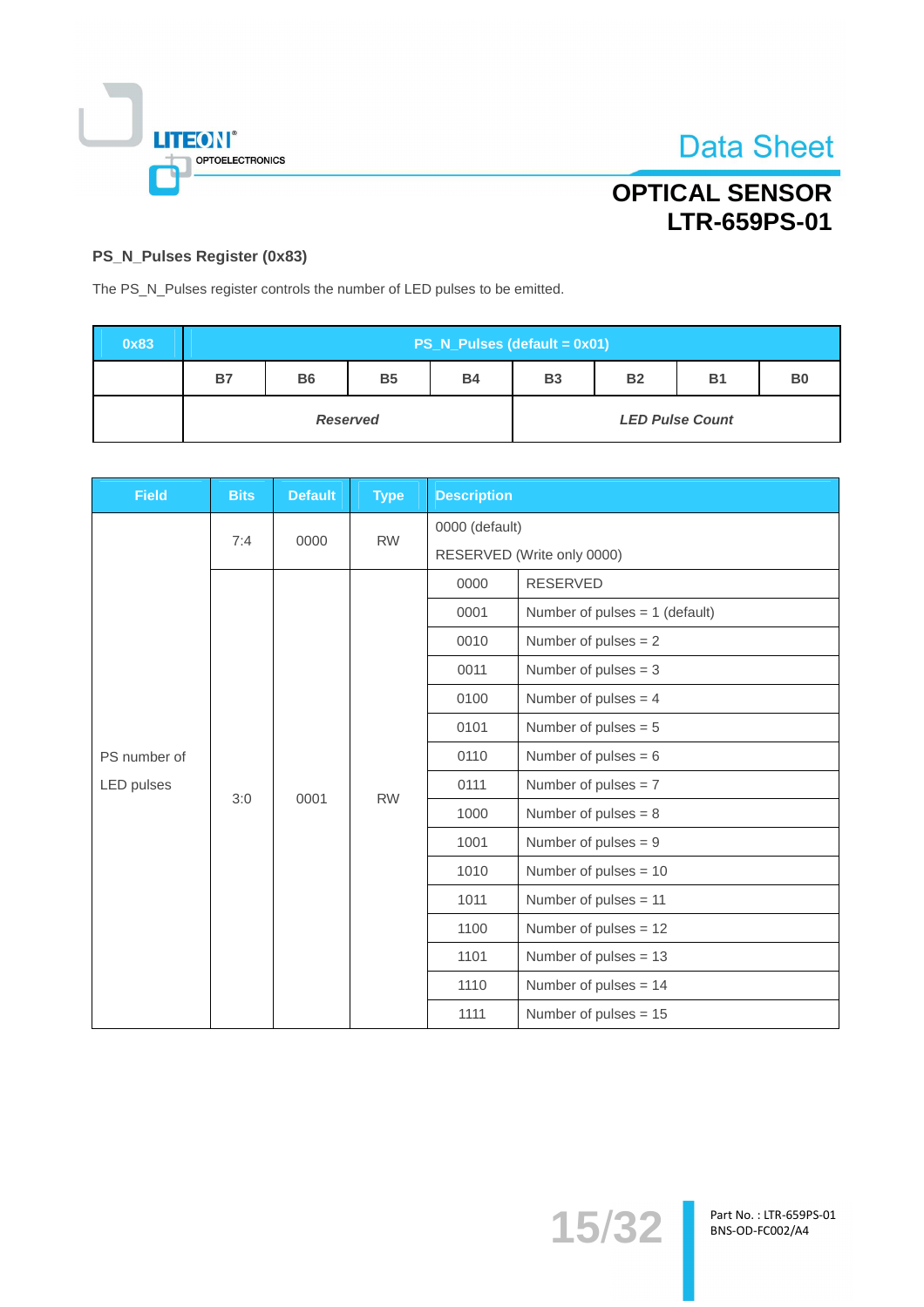### PS_N_Pulses Register (0x83)

The PS_N_Pulses register controls the number of LED pulses to be emitted.

| 0x83 | PS_N_Pulses (default = 0x01) | | | | | | | |
|---|---|---|---|---|---|---|---|---|
| | B7 | B6 | B5 | B4 | B3 | B2 | B1 | B0 |
| | *Reserved* | | | | *LED Pulse Count* | | | |

| Field | Bits | Default | Type | Description | |
|---|---|---|---|---|---|
| PS number of LED pulses | 7:4 | 0000 | RW | 0000 (default)<br>RESERVED (Write only 0000) | |
| | 3:0 | 0001 | RW | 0000 | RESERVED |
| | | | | 0001 | Number of pulses = 1 (default) |
| | | | | 0010 | Number of pulses = 2 |
| | | | | 0011 | Number of pulses = 3 |
| | | | | 0100 | Number of pulses = 4 |
| | | | | 0101 | Number of pulses = 5 |
| | | | | 0110 | Number of pulses = 6 |
| | | | | 0111 | Number of pulses = 7 |
| | | | | 1000 | Number of pulses = 8 |
| | | | | 1001 | Number of pulses = 9 |
| | | | | 1010 | Number of pulses = 10 |
| | | | | 1011 | Number of pulses = 11 |
| | | | | 1100 | Number of pulses = 12 |
| | | | | 1101 | Number of pulses = 13 |
| | | | | 1110 | Number of pulses = 14 |
| | | | | 1111 | Number of pulses = 15 |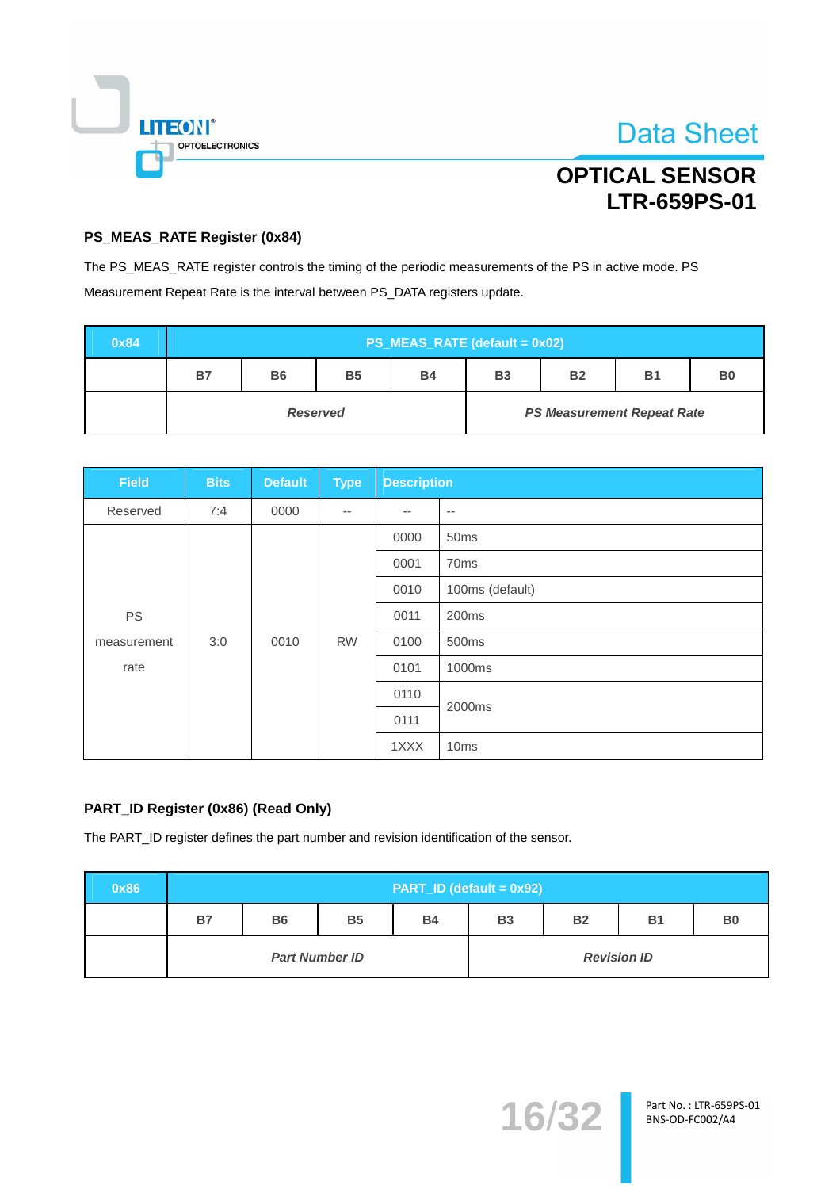## PS_MEAS_RATE Register (0x84)

The PS_MEAS_RATE register controls the timing of the periodic measurements of the PS in active mode. PS Measurement Repeat Rate is the interval between PS_DATA registers update.

| 0x84 | PS_MEAS_RATE (default = 0x02) | | | | | | | |
|---|---|---|---|---|---|---|---|---|
| | B7 | B6 | B5 | B4 | B3 | B2 | B1 | B0 |
| | *Reserved* | | | | *PS Measurement Repeat Rate* | | | |

| Field | Bits | Default | Type | Description | |
|---|---|---|---|---|---|
| Reserved | 7:4 | 0000 | -- | -- | -- |
| PS measurement rate | 3:0 | 0010 | RW | 0000 | 50ms |
| | | | | 0001 | 70ms |
| | | | | 0010 | 100ms (default) |
| | | | | 0011 | 200ms |
| | | | | 0100 | 500ms |
| | | | | 0101 | 1000ms |
| | | | | 0110 | 2000ms |
| | | | | 0111 | 2000ms |
| | | | | 1XXX | 10ms |

## PART_ID Register (0x86) (Read Only)

The PART_ID register defines the part number and revision identification of the sensor.

| 0x86 | PART_ID (default = 0x92) | | | | | | | |
|---|---|---|---|---|---|---|---|---|
| | B7 | B6 | B5 | B4 | B3 | B2 | B1 | B0 |
| | *Part Number ID* | | | | *Revision ID* | | | |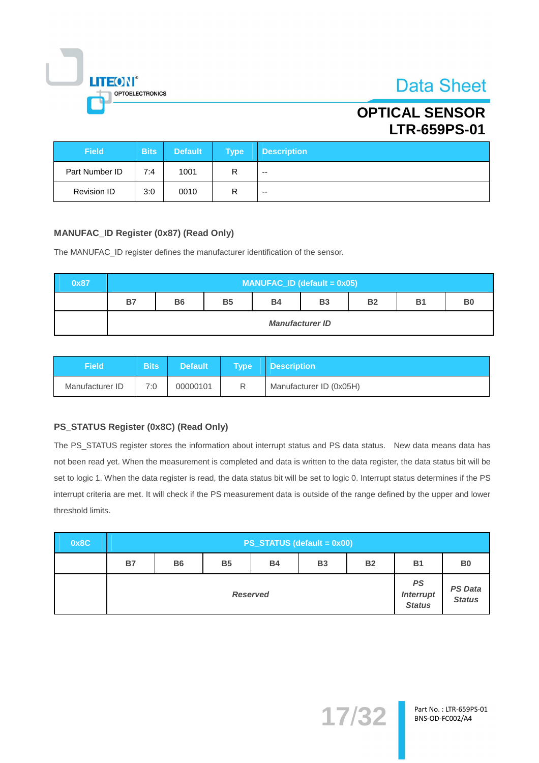| Field | Bits | Default | Type | Description |
|---|---|---|---|---|
| Part Number ID | 7:4 | 1001 | R | -- |
| Revision ID | 3:0 | 0010 | R | -- |

### MANUFAC_ID Register (0x87) (Read Only)

The MANUFAC_ID register defines the manufacturer identification of the sensor.

| 0x87 | MANUFAC_ID (default = 0x05) | | | | | | | |
|---|---|---|---|---|---|---|---|---|
| | B7 | B6 | B5 | B4 | B3 | B2 | B1 | B0 |
| | *Manufacturer ID* | | | | | | | |

| Field | Bits | Default | Type | Description |
|---|---|---|---|---|
| Manufacturer ID | 7:0 | 00000101 | R | Manufacturer ID (0x05H) |

### PS_STATUS Register (0x8C) (Read Only)

The PS_STATUS register stores the information about interrupt status and PS data status. New data means data has not been read yet. When the measurement is completed and data is written to the data register, the data status bit will be set to logic 1. When the data register is read, the data status bit will be set to logic 0. Interrupt status determines if the PS interrupt criteria are met. It will check if the PS measurement data is outside of the range defined by the upper and lower threshold limits.

| 0x8C | PS_STATUS (default = 0x00) | | | | | | | |
|---|---|---|---|---|---|---|---|---|
| | B7 | B6 | B5 | B4 | B3 | B2 | B1 | B0 |
| | *Reserved* | | | | | | *PS Interrupt Status* | *PS Data Status* |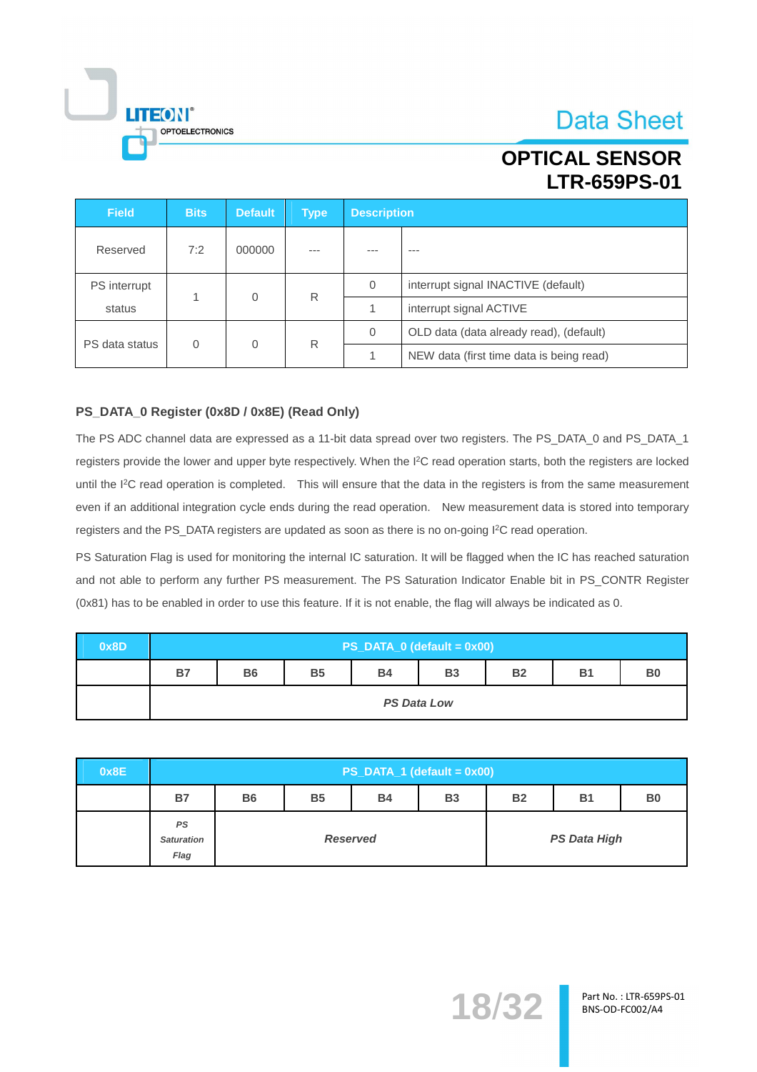| Field | Bits | Default | Type | Description | |
|---|---|---|---|---|---|
| Reserved | 7:2 | 000000 | --- | --- | --- |
| PS interrupt status | 1 | 0 | R | 0 | interrupt signal INACTIVE (default) |
| | | | | 1 | interrupt signal ACTIVE |
| PS data status | 0 | 0 | R | 0 | OLD data (data already read), (default) |
| | | | | 1 | NEW data (first time data is being read) |

### PS_DATA_0 Register (0x8D / 0x8E) (Read Only)

The PS ADC channel data are expressed as a 11-bit data spread over two registers. The PS_DATA_0 and PS_DATA_1 registers provide the lower and upper byte respectively. When the I²C read operation starts, both the registers are locked until the I²C read operation is completed. This will ensure that the data in the registers is from the same measurement even if an additional integration cycle ends during the read operation. New measurement data is stored into temporary registers and the PS_DATA registers are updated as soon as there is no on-going I²C read operation.

PS Saturation Flag is used for monitoring the internal IC saturation. It will be flagged when the IC has reached saturation and not able to perform any further PS measurement. The PS Saturation Indicator Enable bit in PS_CONTR Register (0x81) has to be enabled in order to use this feature. If it is not enable, the flag will always be indicated as 0.

| 0x8D | PS_DATA_0 (default = 0x00) | | | | | | | |
|---|---|---|---|---|---|---|---|---|
| | B7 | B6 | B5 | B4 | B3 | B2 | B1 | B0 |
| | *PS Data Low* | | | | | | | |

| 0x8E | PS_DATA_1 (default = 0x00) | | | | | | | |
|---|---|---|---|---|---|---|---|---|
| | B7 | B6 | B5 | B4 | B3 | B2 | B1 | B0 |
| | *PS Saturation Flag* | *Reserved* | | | | *PS Data High* | | |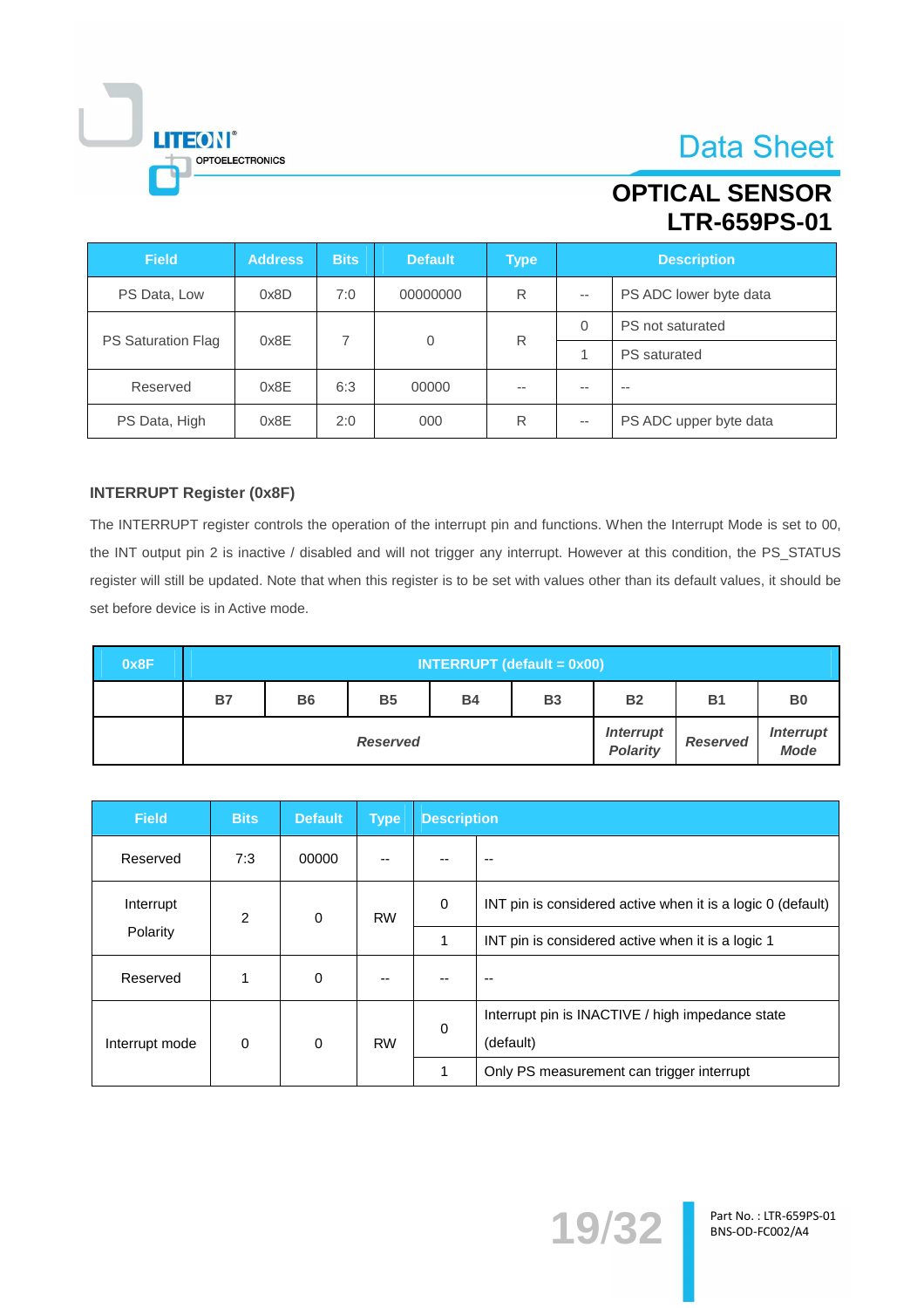| Field | Address | Bits | Default | Type | Description | |
|---|---|---|---|---|---|---|
| PS Data, Low | 0x8D | 7:0 | 00000000 | R | -- | PS ADC lower byte data |
| PS Saturation Flag | 0x8E | 7 | 0 | R | 0 | PS not saturated |
| | | | | | 1 | PS saturated |
| Reserved | 0x8E | 6:3 | 00000 | -- | -- | -- |
| PS Data, High | 0x8E | 2:0 | 000 | R | -- | PS ADC upper byte data |

### INTERRUPT Register (0x8F)

The INTERRUPT register controls the operation of the interrupt pin and functions. When the Interrupt Mode is set to 00, the INT output pin 2 is inactive / disabled and will not trigger any interrupt. However at this condition, the PS_STATUS register will still be updated. Note that when this register is to be set with values other than its default values, it should be set before device is in Active mode.

| 0x8F | INTERRUPT (default = 0x00) | | | | | | | |
|---|---|---|---|---|---|---|---|---|
| | B7 | B6 | B5 | B4 | B3 | B2 | B1 | B0 |
| | *Reserved* | | | | | *Interrupt Polarity* | *Reserved* | *Interrupt Mode* |

| Field | Bits | Default | Type | Description | |
|---|---|---|---|---|---|
| Reserved | 7:3 | 00000 | -- | -- | -- |
| Interrupt Polarity | 2 | 0 | RW | 0 | INT pin is considered active when it is a logic 0 (default) |
| | | | | 1 | INT pin is considered active when it is a logic 1 |
| Reserved | 1 | 0 | -- | -- | -- |
| Interrupt mode | 0 | 0 | RW | 0 | Interrupt pin is INACTIVE / high impedance state (default) |
| | | | | 1 | Only PS measurement can trigger interrupt |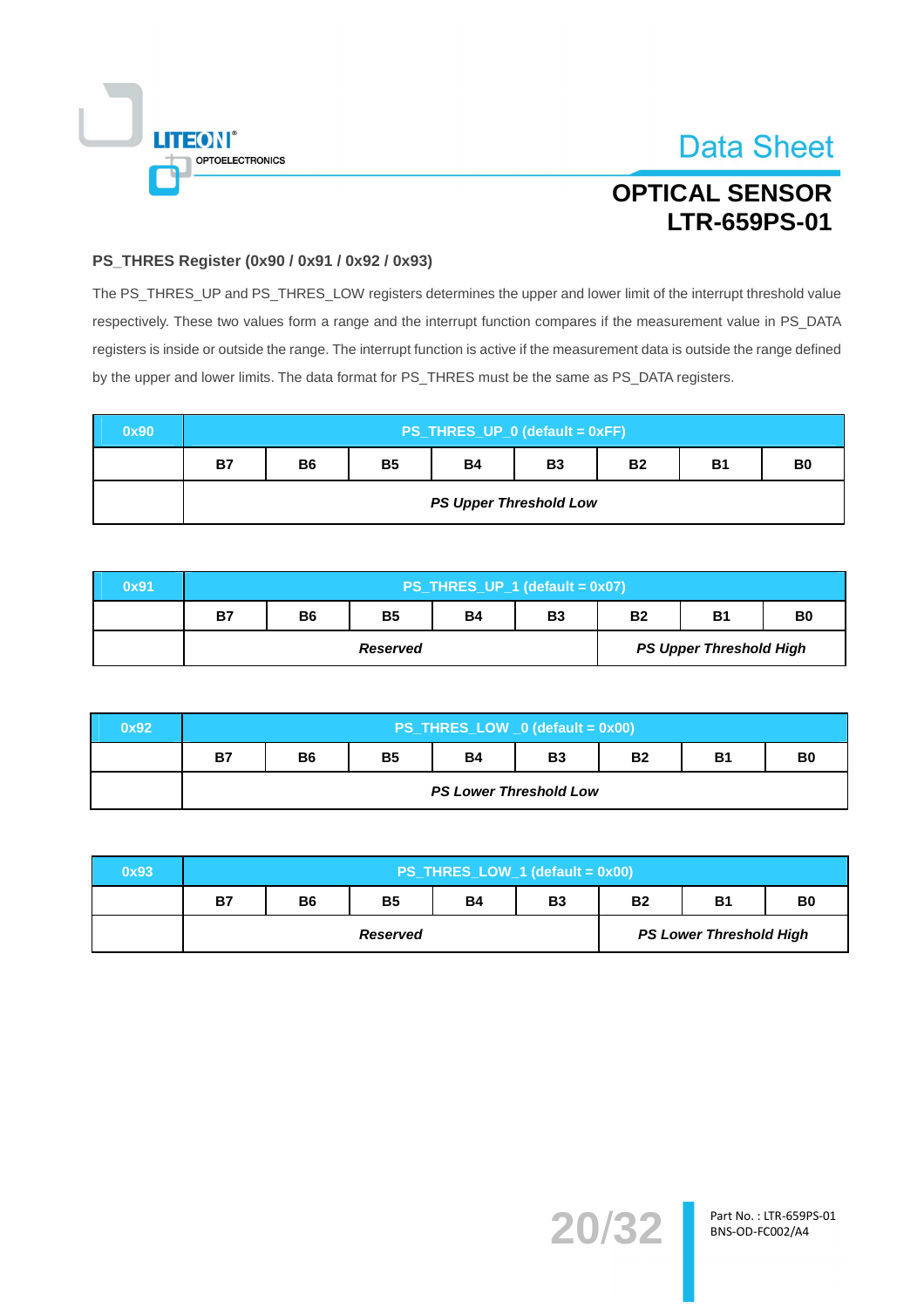### PS_THRES Register (0x90 / 0x91 / 0x92 / 0x93)

The PS_THRES_UP and PS_THRES_LOW registers determines the upper and lower limit of the interrupt threshold value respectively. These two values form a range and the interrupt function compares if the measurement value in PS_DATA registers is inside or outside the range. The interrupt function is active if the measurement data is outside the range defined by the upper and lower limits. The data format for PS_THRES must be the same as PS_DATA registers.

| 0x90 | PS_THRES_UP_0 (default = 0xFF) | | | | | | | |
|---|---|---|---|---|---|---|---|---|
| | B7 | B6 | B5 | B4 | B3 | B2 | B1 | B0 |
| | ***PS Upper Threshold Low*** | | | | | | | |

| 0x91 | PS_THRES_UP_1 (default = 0x07) | | | | | | | |
|---|---|---|---|---|---|---|---|---|
| | B7 | B6 | B5 | B4 | B3 | B2 | B1 | B0 |
| | ***Reserved*** | | | | | ***PS Upper Threshold High*** | | |

| 0x92 | PS_THRES_LOW _0 (default = 0x00) | | | | | | | |
|---|---|---|---|---|---|---|---|---|
| | B7 | B6 | B5 | B4 | B3 | B2 | B1 | B0 |
| | ***PS Lower Threshold Low*** | | | | | | | |

| 0x93 | PS_THRES_LOW_1 (default = 0x00) | | | | | | | |
|---|---|---|---|---|---|---|---|---|
| | B7 | B6 | B5 | B4 | B3 | B2 | B1 | B0 |
| | ***Reserved*** | | | | | ***PS Lower Threshold High*** | | |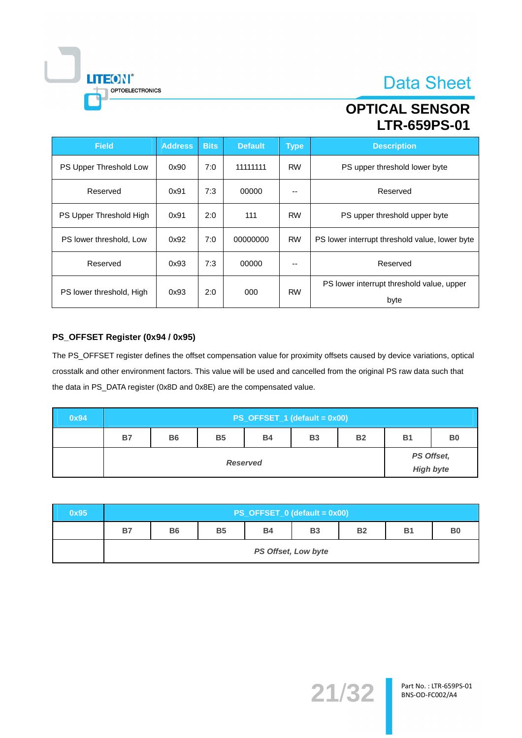| Field | Address | Bits | Default | Type | Description |
|---|---|---|---|---|---|
| PS Upper Threshold Low | 0x90 | 7:0 | 11111111 | RW | PS upper threshold lower byte |
| Reserved | 0x91 | 7:3 | 00000 | -- | Reserved |
| PS Upper Threshold High | 0x91 | 2:0 | 111 | RW | PS upper threshold upper byte |
| PS lower threshold, Low | 0x92 | 7:0 | 00000000 | RW | PS lower interrupt threshold value, lower byte |
| Reserved | 0x93 | 7:3 | 00000 | -- | Reserved |
| PS lower threshold, High | 0x93 | 2:0 | 000 | RW | PS lower interrupt threshold value, upper byte |

### PS_OFFSET Register (0x94 / 0x95)

The PS_OFFSET register defines the offset compensation value for proximity offsets caused by device variations, optical crosstalk and other environment factors. This value will be used and cancelled from the original PS raw data such that the data in PS_DATA register (0x8D and 0x8E) are the compensated value.

| 0x94 | PS_OFFSET_1 (default = 0x00) | | | | | | | |
|---|---|---|---|---|---|---|---|---|
| | B7 | B6 | B5 | B4 | B3 | B2 | B1 | B0 |
| | *Reserved* | | | | | | *PS Offset, High byte* | |

| 0x95 | PS_OFFSET_0 (default = 0x00) | | | | | | | |
|---|---|---|---|---|---|---|---|---|
| | B7 | B6 | B5 | B4 | B3 | B2 | B1 | B0 |
| | *PS Offset, Low byte* | | | | | | | |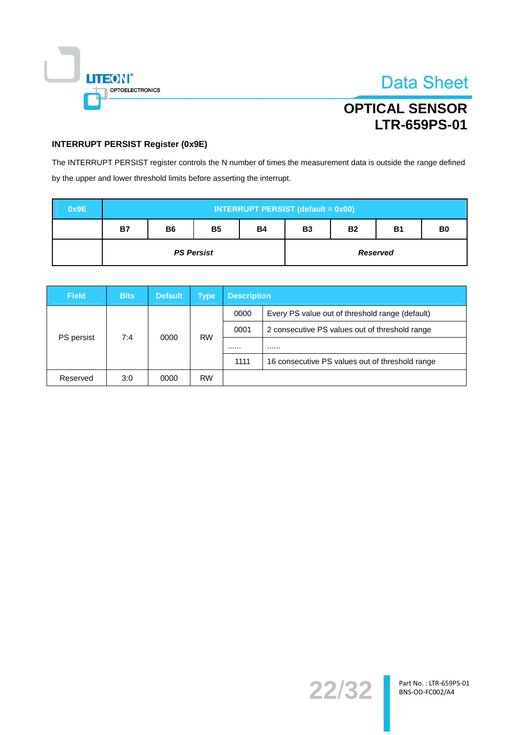#### INTERRUPT PERSIST Register (0x9E)

The INTERRUPT PERSIST register controls the N number of times the measurement data is outside the range defined by the upper and lower threshold limits before asserting the interrupt.

| 0x9E | INTERRUPT PERSIST (default = 0x00) | | | | | | | |
|---|---|---|---|---|---|---|---|---|
| | **B7** | **B6** | **B5** | **B4** | **B3** | **B2** | **B1** | **B0** |
| | ***PS Persist*** | | | | ***Reserved*** | | | |

| Field | Bits | Default | Type | Description | |
|---|---|---|---|---|---|
| PS persist | 7:4 | 0000 | RW | 0000 | Every PS value out of threshold range (default) |
| | | | | 0001 | 2 consecutive PS values out of threshold range |
| | | | | …… | …… |
| | | | | 1111 | 16 consecutive PS values out of threshold range |
| Reserved | 3:0 | 0000 | RW | | |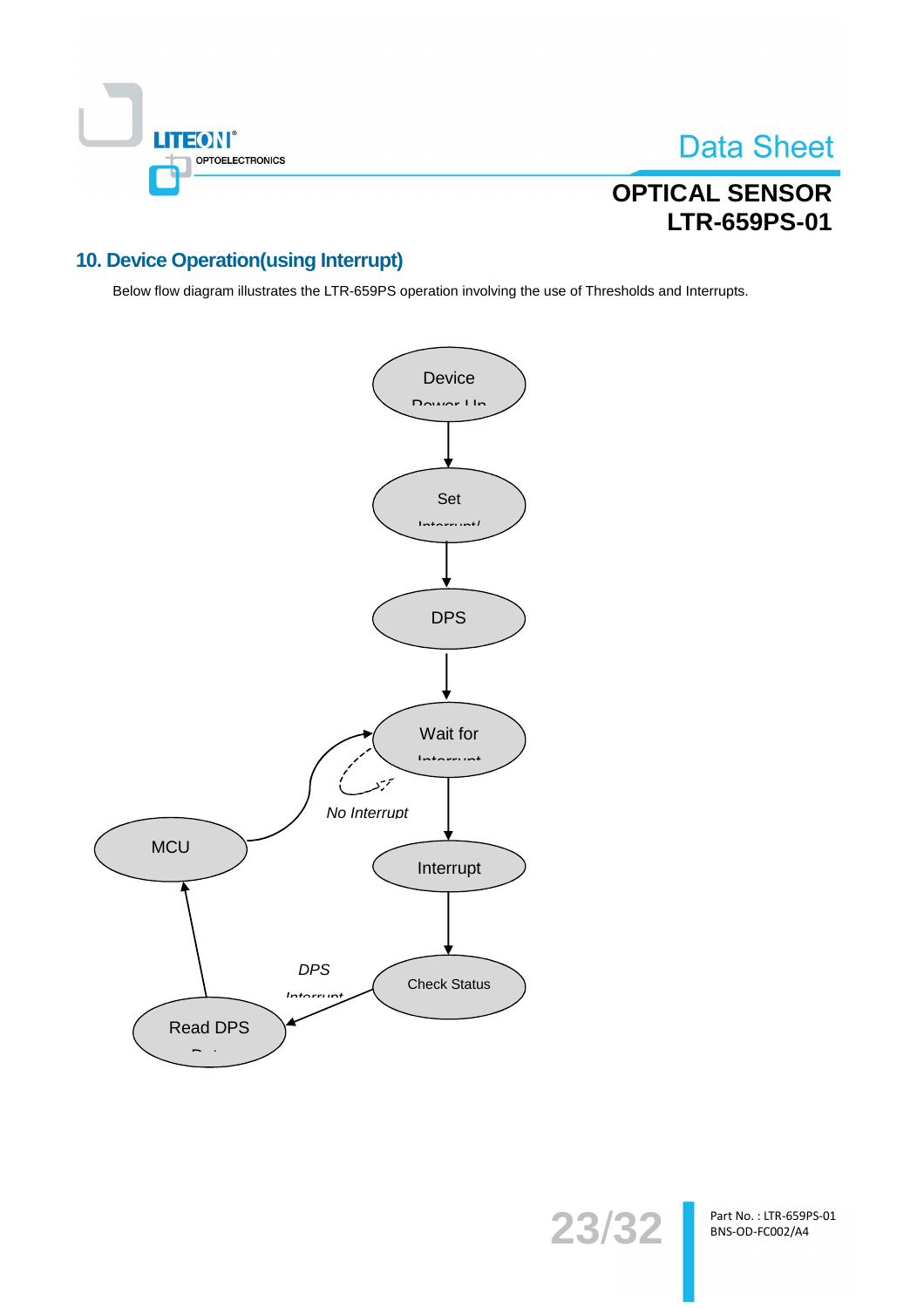## 10. Device Operation(using Interrupt)

Below flow diagram illustrates the LTR-659PS operation involving the use of Thresholds and Interrupts.

Device Power Up

Set Interrupt/

DPS

Wait for Interrupt

*No Interrupt*

MCU

Interrupt

Check Status

*DPS Interrupt*

Read DPS Data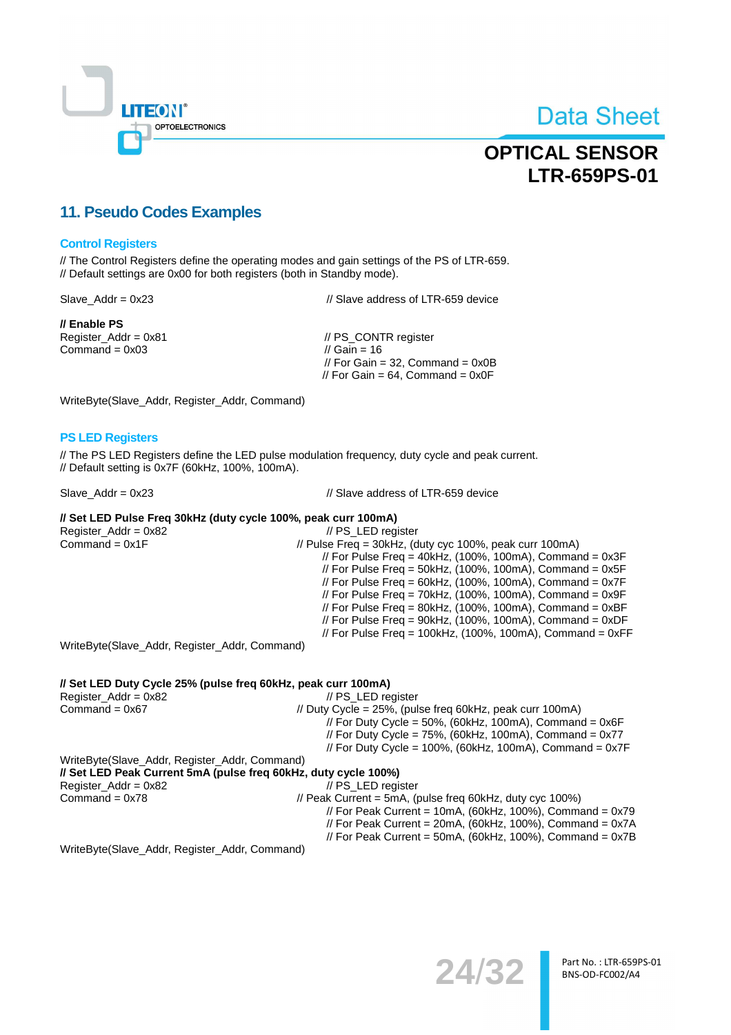## 11. Pseudo Codes Examples

### Control Registers

// The Control Registers define the operating modes and gain settings of the PS of LTR-659.
// Default settings are 0x00 for both registers (both in Standby mode).

```
Slave_Addr = 0x23                       // Slave address of LTR-659 device

// Enable PS
Register_Addr = 0x81                    // PS_CONTR register
Command = 0x03                          // Gain = 16
                                        // For Gain = 32, Command = 0x0B
                                        // For Gain = 64, Command = 0x0F

WriteByte(Slave_Addr, Register_Addr, Command)
```

### PS LED Registers

// The PS LED Registers define the LED pulse modulation frequency, duty cycle and peak current.
// Default setting is 0x7F (60kHz, 100%, 100mA).

```
Slave_Addr = 0x23                       // Slave address of LTR-659 device

// Set LED Pulse Freq 30kHz (duty cycle 100%, peak curr 100mA)
Register_Addr = 0x82                    // PS_LED register
Command = 0x1F                          // Pulse Freq = 30kHz, (duty cyc 100%, peak curr 100mA)
                                        // For Pulse Freq = 40kHz, (100%, 100mA), Command = 0x3F
                                        // For Pulse Freq = 50kHz, (100%, 100mA), Command = 0x5F
                                        // For Pulse Freq = 60kHz, (100%, 100mA), Command = 0x7F
                                        // For Pulse Freq = 70kHz, (100%, 100mA), Command = 0x9F
                                        // For Pulse Freq = 80kHz, (100%, 100mA), Command = 0xBF
                                        // For Pulse Freq = 90kHz, (100%, 100mA), Command = 0xDF
                                        // For Pulse Freq = 100kHz, (100%, 100mA), Command = 0xFF
WriteByte(Slave_Addr, Register_Addr, Command)


// Set LED Duty Cycle 25% (pulse freq 60kHz, peak curr 100mA)
Register_Addr = 0x82                    // PS_LED register
Command = 0x67                          // Duty Cycle = 25%, (pulse freq 60kHz, peak curr 100mA)
                                        // For Duty Cycle = 50%, (60kHz, 100mA), Command = 0x6F
                                        // For Duty Cycle = 75%, (60kHz, 100mA), Command = 0x77
                                        // For Duty Cycle = 100%, (60kHz, 100mA), Command = 0x7F
WriteByte(Slave_Addr, Register_Addr, Command)
// Set LED Peak Current 5mA (pulse freq 60kHz, duty cycle 100%)
Register_Addr = 0x82                    // PS_LED register
Command = 0x78                          // Peak Current = 5mA, (pulse freq 60kHz, duty cyc 100%)
                                        // For Peak Current = 10mA, (60kHz, 100%), Command = 0x79
                                        // For Peak Current = 20mA, (60kHz, 100%), Command = 0x7A
                                        // For Peak Current = 50mA, (60kHz, 100%), Command = 0x7B
WriteByte(Slave_Addr, Register_Addr, Command)
```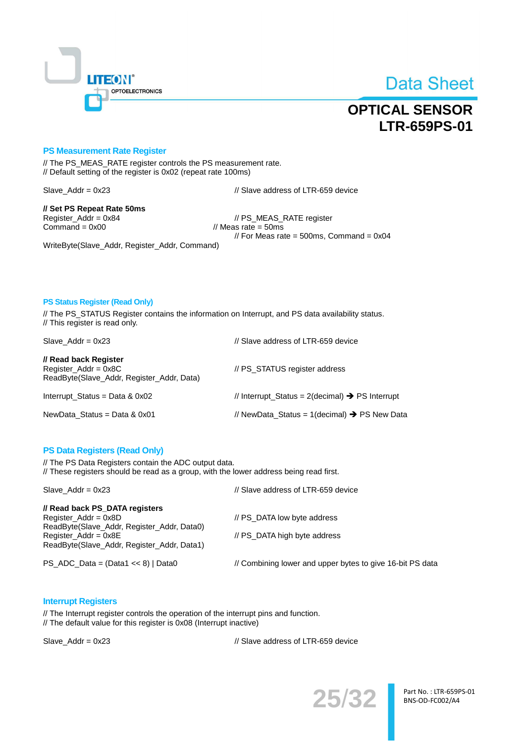## PS Measurement Rate Register

// The PS_MEAS_RATE register controls the PS measurement rate.
// Default setting of the register is 0x02 (repeat rate 100ms)

```
Slave_Addr = 0x23                                   // Slave address of LTR-659 device

// Set PS Repeat Rate 50ms
Register_Addr = 0x84                                // PS_MEAS_RATE register
Command = 0x00                                      // Meas rate = 50ms
                                                    // For Meas rate = 500ms, Command = 0x04
WriteByte(Slave_Addr, Register_Addr, Command)
```

## PS Status Register (Read Only)

// The PS_STATUS Register contains the information on Interrupt, and PS data availability status.
// This register is read only.

```
Slave_Addr = 0x23                                   // Slave address of LTR-659 device

// Read back Register
Register_Addr = 0x8C                                // PS_STATUS register address
ReadByte(Slave_Addr, Register_Addr, Data)

Interrupt_Status = Data & 0x02                      // Interrupt_Status = 2(decimal) → PS Interrupt

NewData_Status = Data & 0x01                        // NewData_Status = 1(decimal) → PS New Data
```

## PS Data Registers (Read Only)

// The PS Data Registers contain the ADC output data.
// These registers should be read as a group, with the lower address being read first.

```
Slave_Addr = 0x23                                   // Slave address of LTR-659 device

// Read back PS_DATA registers
Register_Addr = 0x8D                                // PS_DATA low byte address
ReadByte(Slave_Addr, Register_Addr, Data0)
Register_Addr = 0x8E                                // PS_DATA high byte address
ReadByte(Slave_Addr, Register_Addr, Data1)

PS_ADC_Data = (Data1 << 8) | Data0                  // Combining lower and upper bytes to give 16-bit PS data
```

## Interrupt Registers

// The Interrupt register controls the operation of the interrupt pins and function.
// The default value for this register is 0x08 (Interrupt inactive)

```
Slave_Addr = 0x23                                   // Slave address of LTR-659 device
```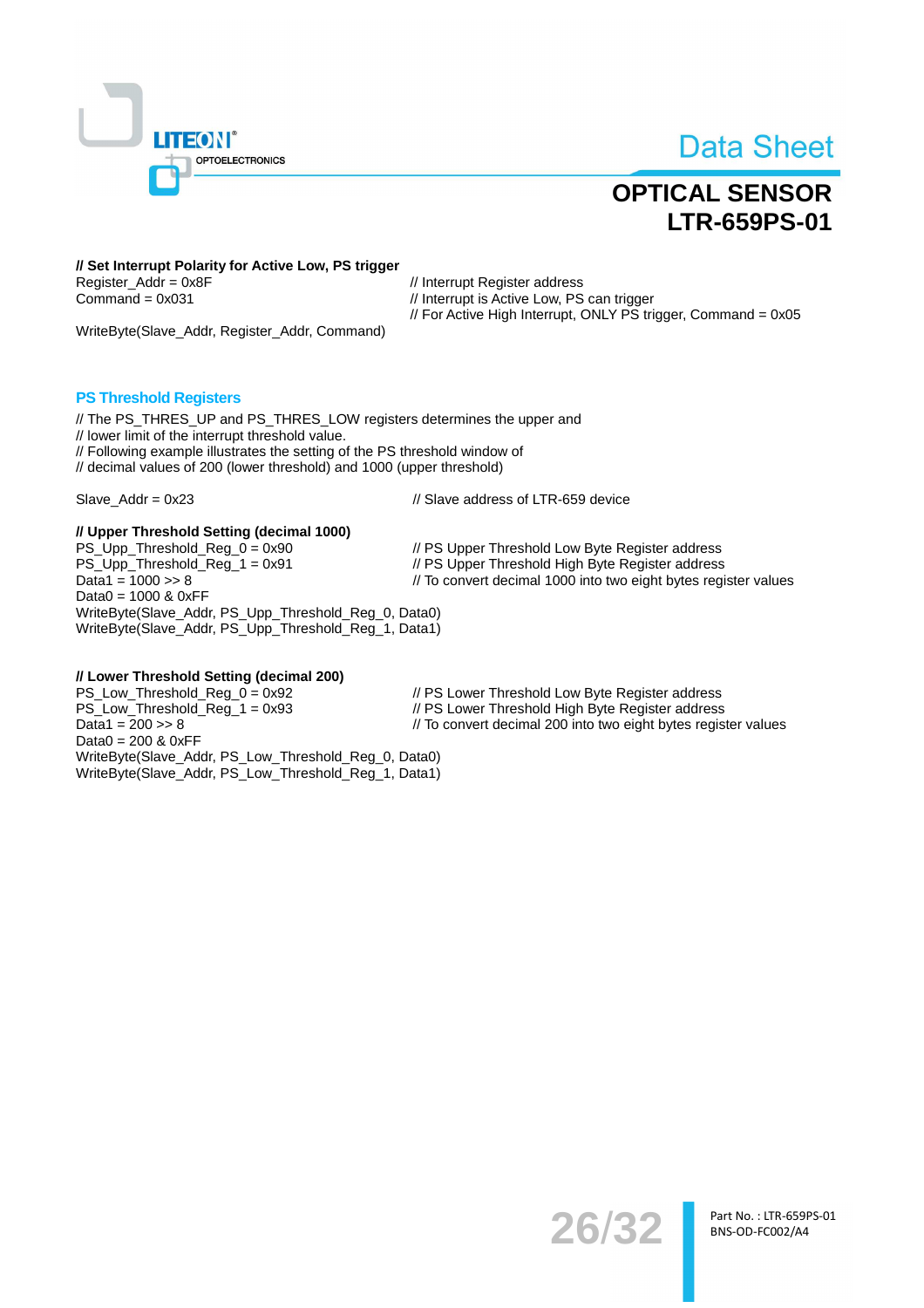**// Set Interrupt Polarity for Active Low, PS trigger**

```
Register_Addr = 0x8F                    // Interrupt Register address
Command = 0x031                         // Interrupt is Active Low, PS can trigger
                                        // For Active High Interrupt, ONLY PS trigger, Command = 0x05
WriteByte(Slave_Addr, Register_Addr, Command)
```

## PS Threshold Registers

```
// The PS_THRES_UP and PS_THRES_LOW registers determines the upper and
// lower limit of the interrupt threshold value.
// Following example illustrates the setting of the PS threshold window of
// decimal values of 200 (lower threshold) and 1000 (upper threshold)

Slave_Addr = 0x23                       // Slave address of LTR-659 device
```

**// Upper Threshold Setting (decimal 1000)**

```
PS_Upp_Threshold_Reg_0 = 0x90           // PS Upper Threshold Low Byte Register address
PS_Upp_Threshold_Reg_1 = 0x91           // PS Upper Threshold High Byte Register address
Data1 = 1000 >> 8                       // To convert decimal 1000 into two eight bytes register values
Data0 = 1000 & 0xFF
WriteByte(Slave_Addr, PS_Upp_Threshold_Reg_0, Data0)
WriteByte(Slave_Addr, PS_Upp_Threshold_Reg_1, Data1)
```

**// Lower Threshold Setting (decimal 200)**

```
PS_Low_Threshold_Reg_0 = 0x92           // PS Lower Threshold Low Byte Register address
PS_Low_Threshold_Reg_1 = 0x93           // PS Lower Threshold High Byte Register address
Data1 = 200 >> 8                        // To convert decimal 200 into two eight bytes register values
Data0 = 200 & 0xFF
WriteByte(Slave_Addr, PS_Low_Threshold_Reg_0, Data0)
WriteByte(Slave_Addr, PS_Low_Threshold_Reg_1, Data1)
```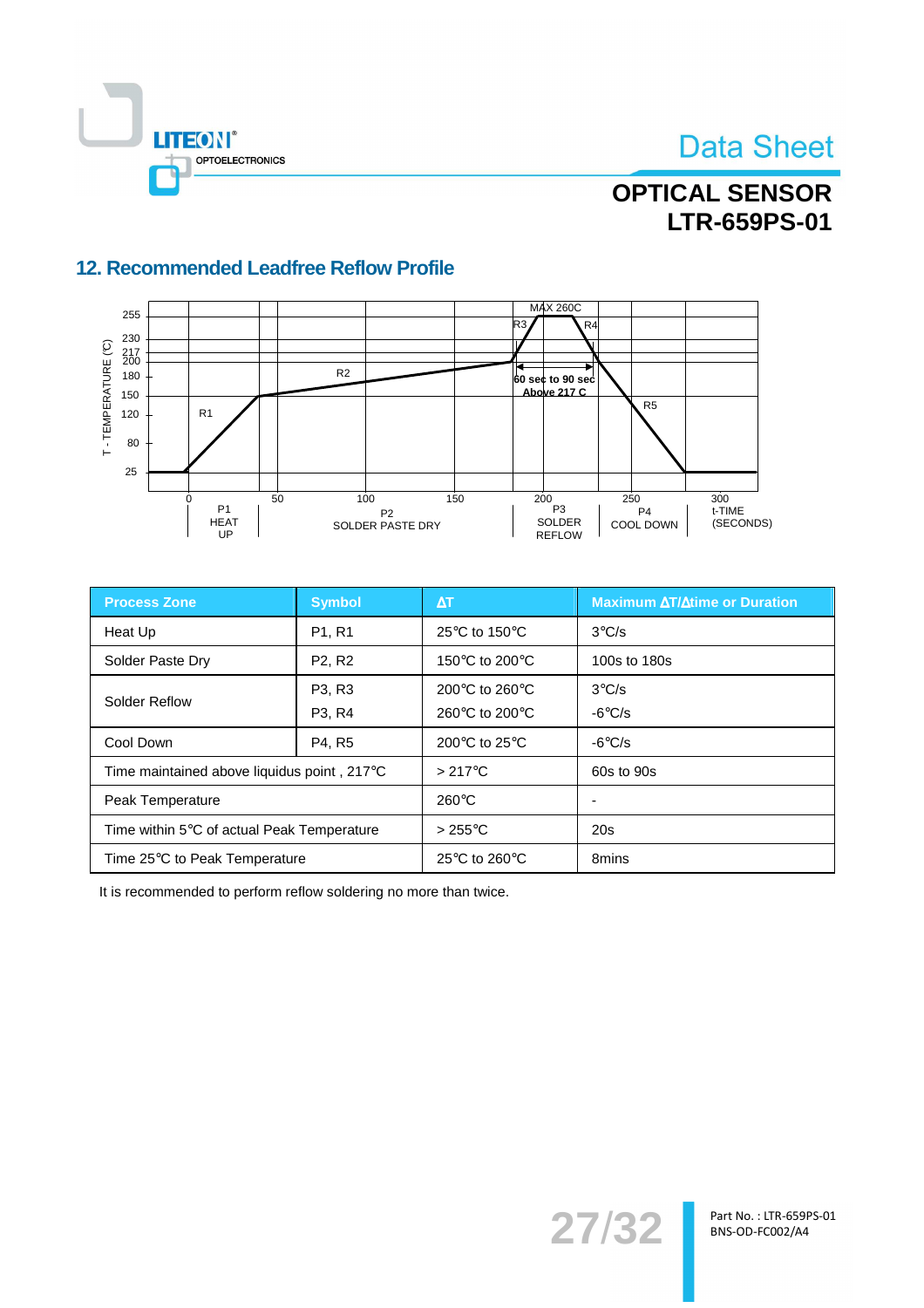## 12. Recommended Leadfree Reflow Profile

| Process Zone | Symbol | ΔT | Maximum ΔT/Δtime or Duration |
|---|---|---|---|
| Heat Up | P1, R1 | 25°C to 150°C | 3°C/s |
| Solder Paste Dry | P2, R2 | 150°C to 200°C | 100s to 180s |
| Solder Reflow | P3, R3<br>P3, R4 | 200°C to 260°C<br>260°C to 200°C | 3°C/s<br>-6°C/s |
| Cool Down | P4, R5 | 200°C to 25°C | -6°C/s |
| Time maintained above liquidus point , 217°C | | > 217°C | 60s to 90s |
| Peak Temperature | | 260°C | - |
| Time within 5°C of actual Peak Temperature | | > 255°C | 20s |
| Time 25°C to Peak Temperature | | 25°C to 260°C | 8mins |

It is recommended to perform reflow soldering no more than twice.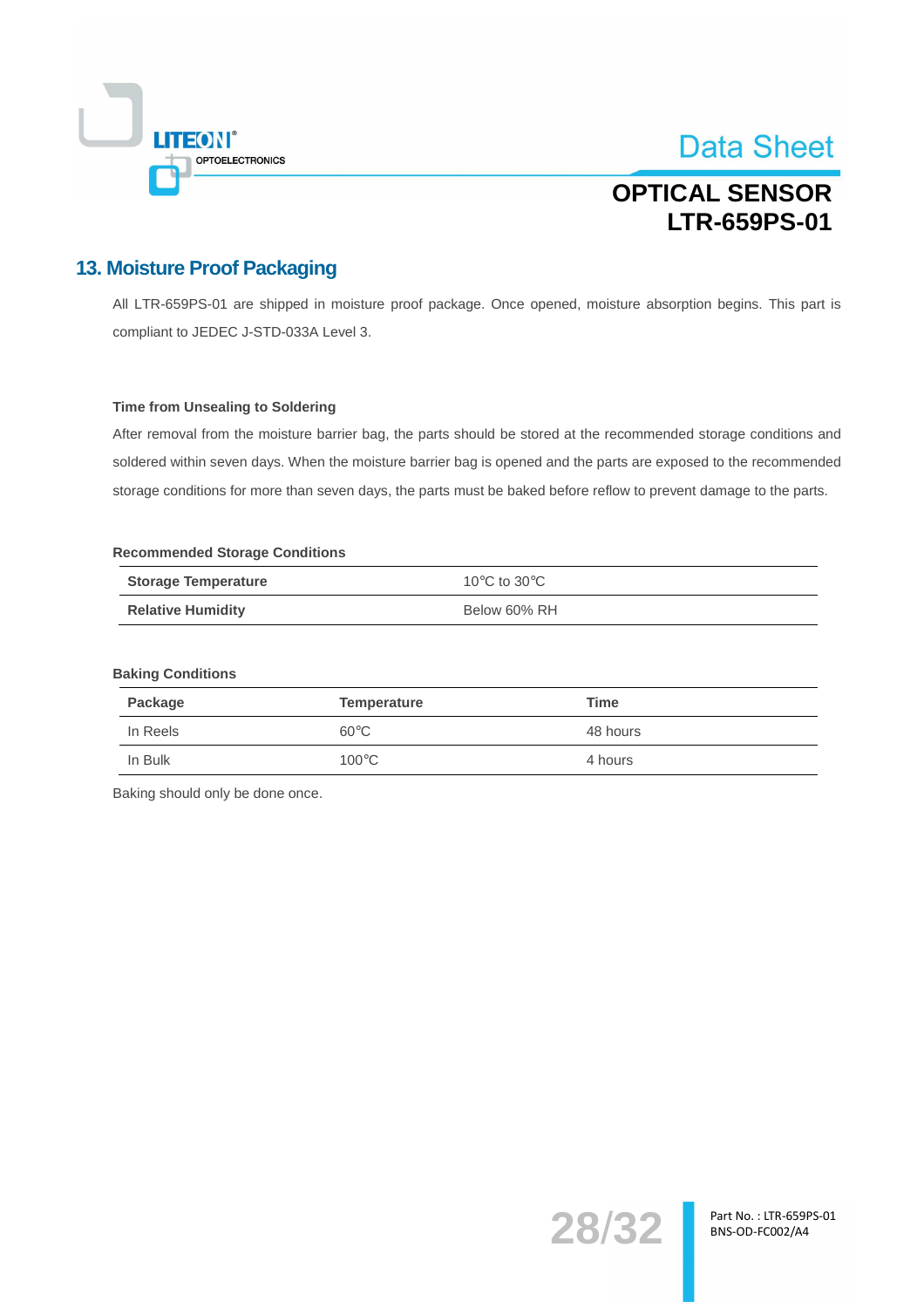## 13. Moisture Proof Packaging

All LTR-659PS-01 are shipped in moisture proof package. Once opened, moisture absorption begins. This part is compliant to JEDEC J-STD-033A Level 3.

**Time from Unsealing to Soldering**

After removal from the moisture barrier bag, the parts should be stored at the recommended storage conditions and soldered within seven days. When the moisture barrier bag is opened and the parts are exposed to the recommended storage conditions for more than seven days, the parts must be baked before reflow to prevent damage to the parts.

**Recommended Storage Conditions**

| | |
|---|---|
| **Storage Temperature** | 10°C to 30°C |
| **Relative Humidity** | Below 60% RH |

**Baking Conditions**

| Package | Temperature | Time |
|---|---|---|
| In Reels | 60°C | 48 hours |
| In Bulk | 100°C | 4 hours |

Baking should only be done once.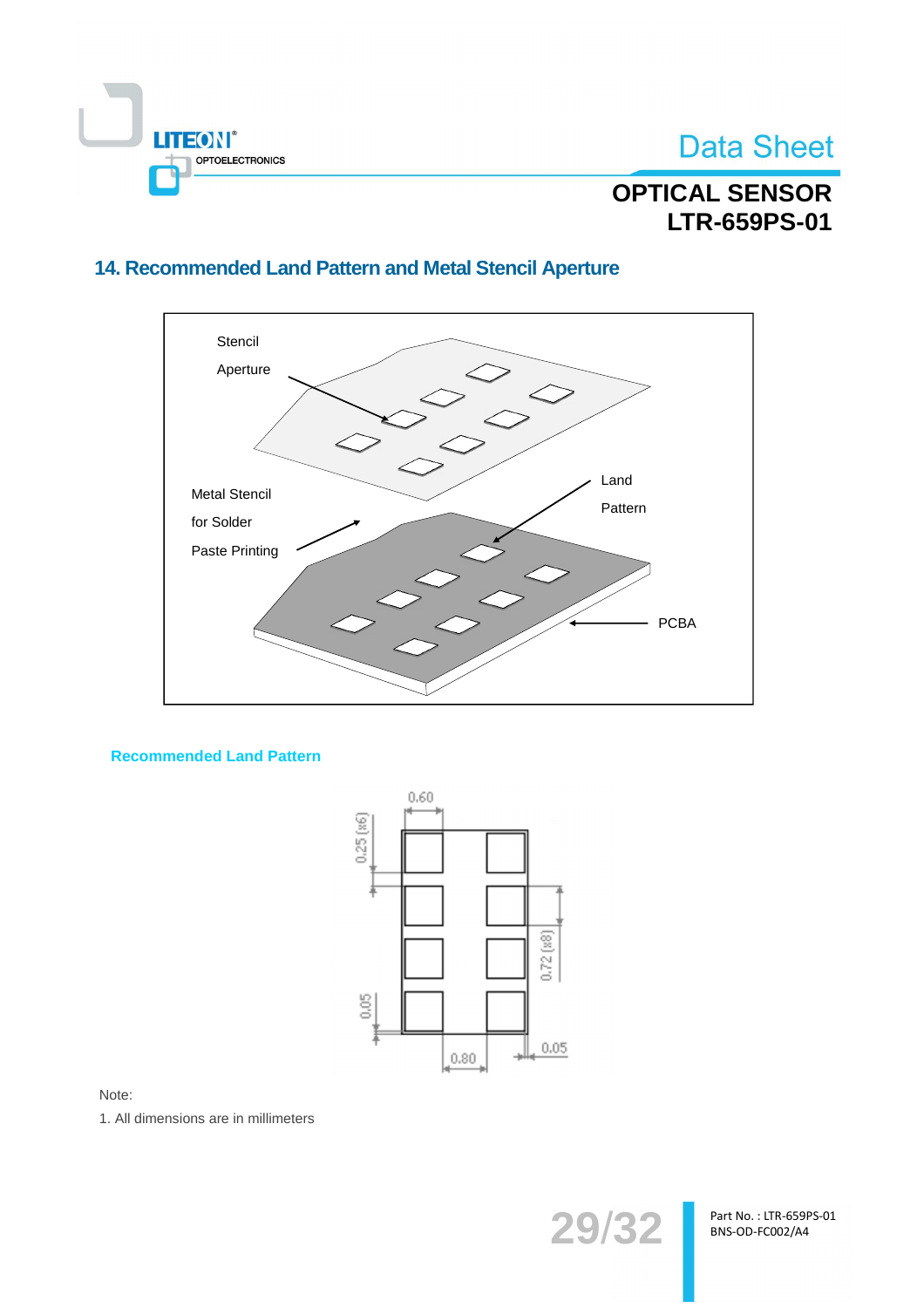## 14. Recommended Land Pattern and Metal Stencil Aperture

Stencil Aperture

Land Pattern

Metal Stencil for Solder Paste Printing

PCBA

### Recommended Land Pattern

0.60

0.25 (x6)

0.72 (x8)

0.05

0.80

0.05

Note:

1. All dimensions are in millimeters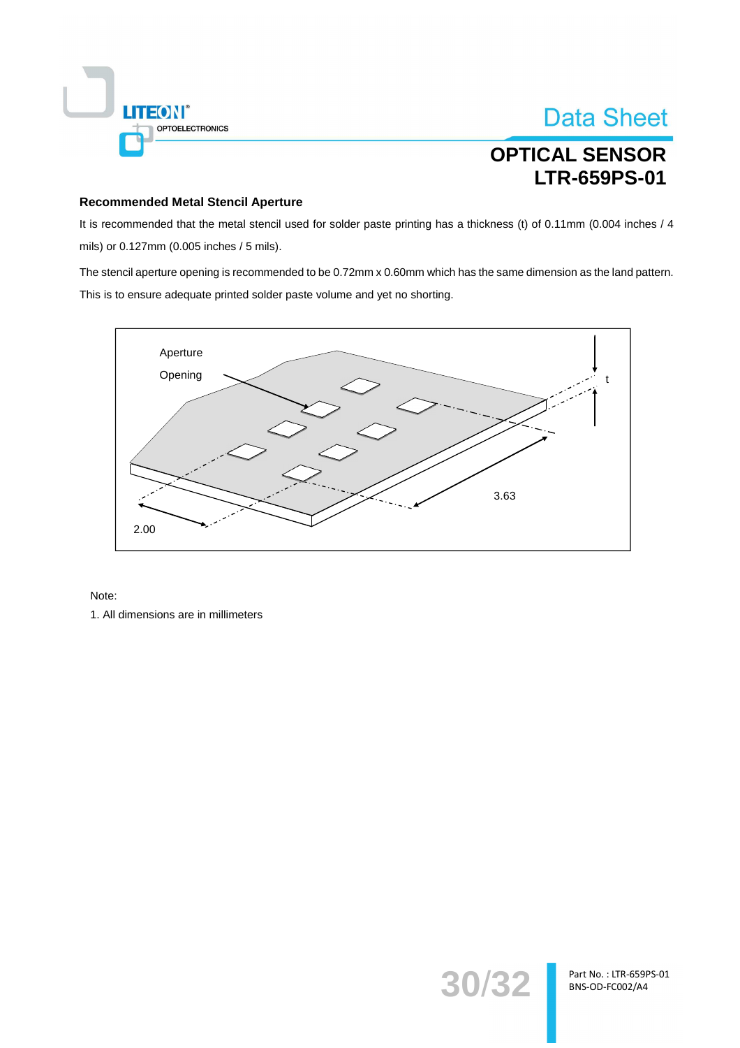### Recommended Metal Stencil Aperture

It is recommended that the metal stencil used for solder paste printing has a thickness (t) of 0.11mm (0.004 inches / 4 mils) or 0.127mm (0.005 inches / 5 mils).

The stencil aperture opening is recommended to be 0.72mm x 0.60mm which has the same dimension as the land pattern. This is to ensure adequate printed solder paste volume and yet no shorting.

Aperture Opening

t

3.63

2.00

Note:

1. All dimensions are in millimeters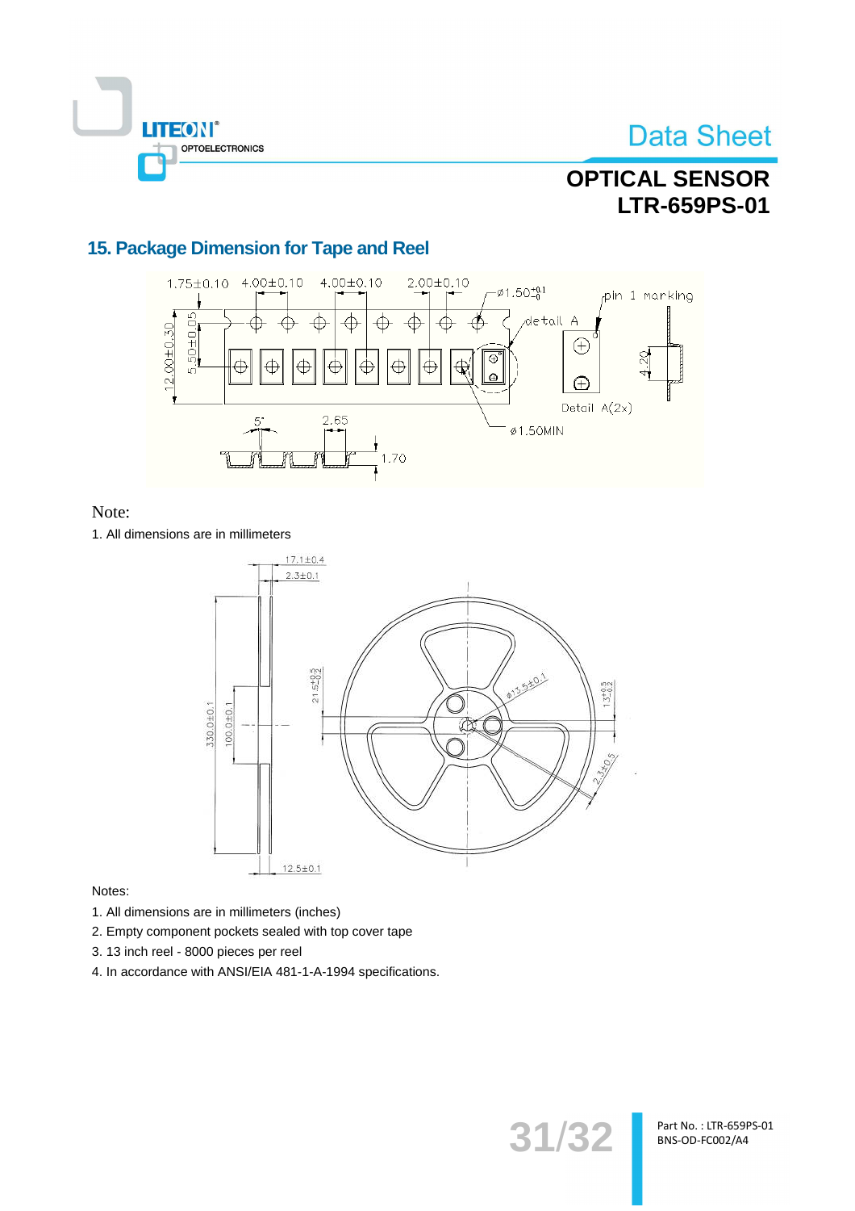## 15. Package Dimension for Tape and Reel

Note:

1. All dimensions are in millimeters

Notes:

1. All dimensions are in millimeters (inches)
2. Empty component pockets sealed with top cover tape
3. 13 inch reel - 8000 pieces per reel
4. In accordance with ANSI/EIA 481-1-A-1994 specifications.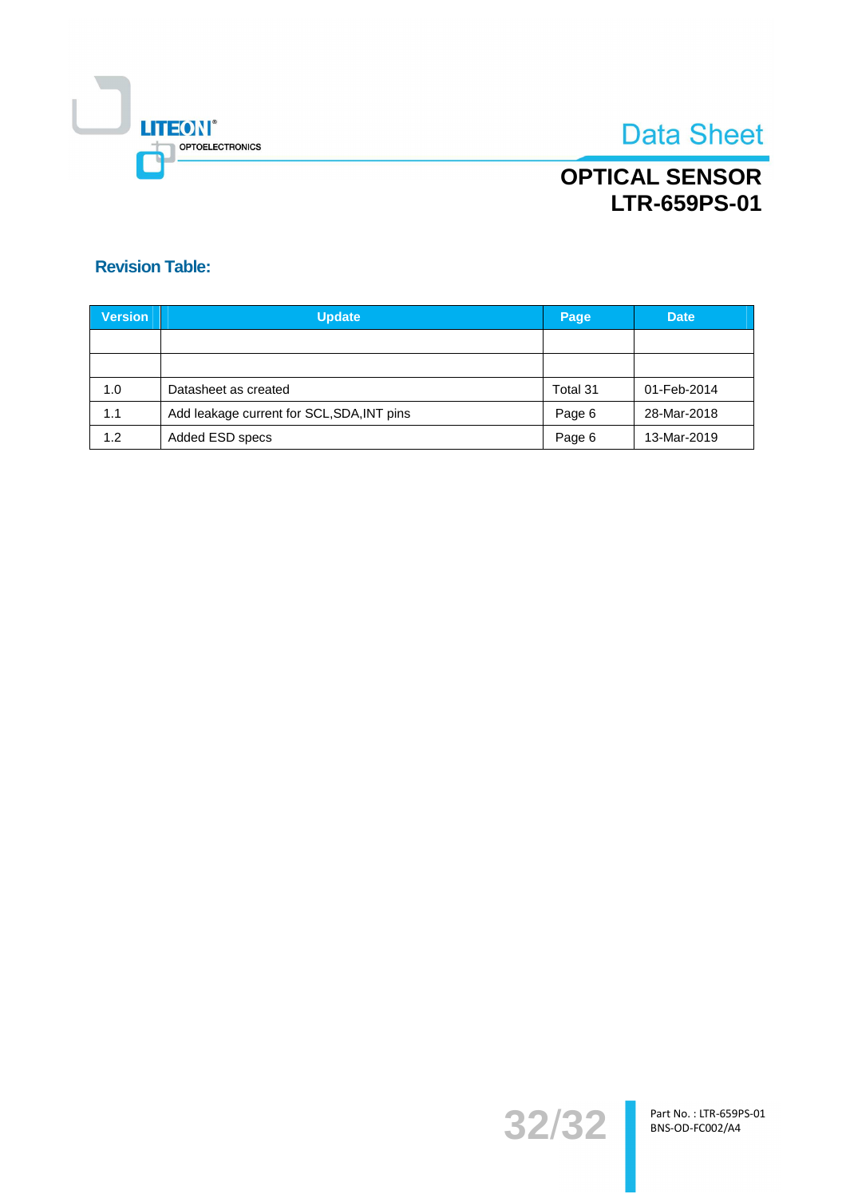## Revision Table:

| Version | Update | Page | Date |
|---|---|---|---|
| | | | |
| | | | |
| 1.0 | Datasheet as created | Total 31 | 01-Feb-2014 |
| 1.1 | Add leakage current for SCL,SDA,INT pins | Page 6 | 28-Mar-2018 |
| 1.2 | Added ESD specs | Page 6 | 13-Mar-2019 |